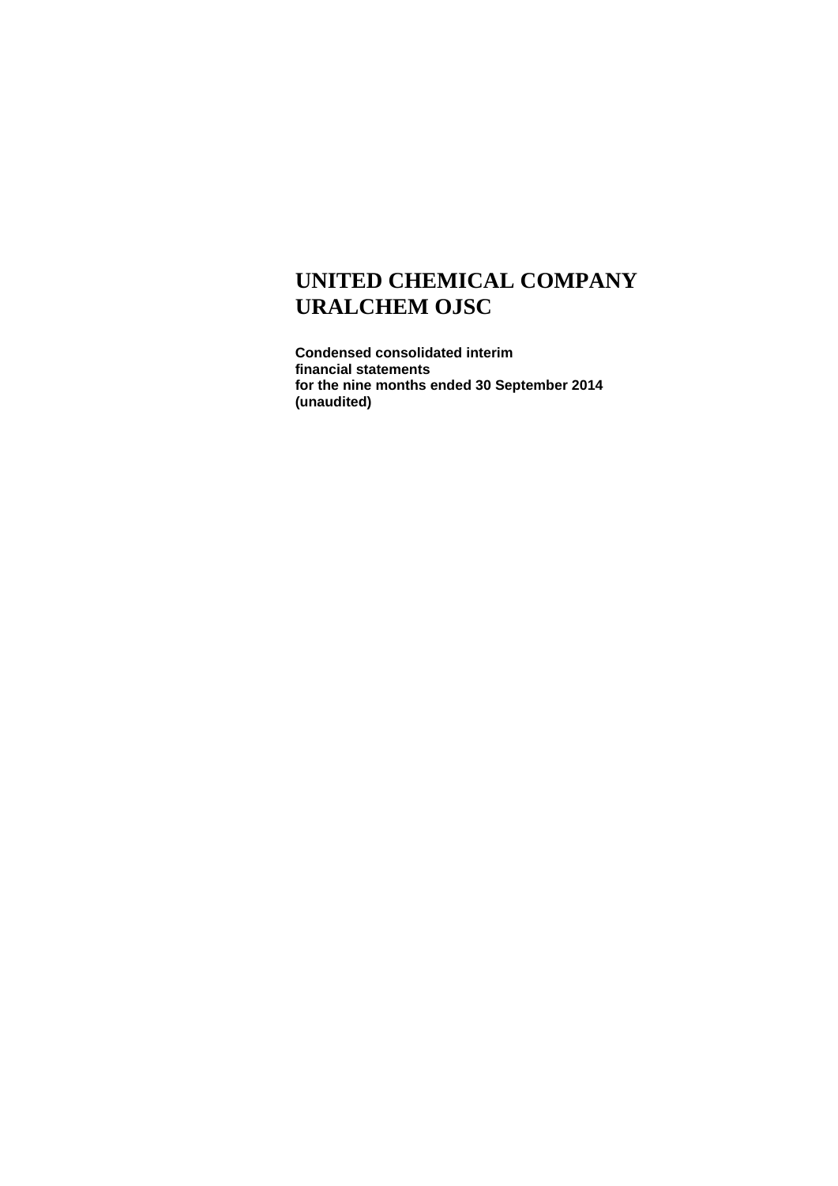# UNITED CHEMICAL COMPANY URALCHEM OJSC

**Condensed consolidated interim financial statements for the nine months ended 30 September 2014 (unaudited)**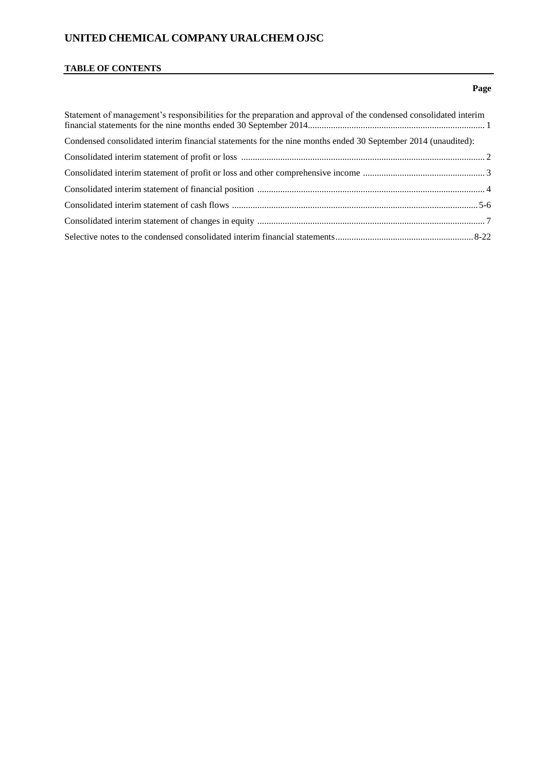# UNITED CHEMICAL COMPANY URALCHEM OJSC

**TABLE OF CONTENTS**

| | Page |
|---|---|
| Statement of management's responsibilities for the preparation and approval of the condensed consolidated interim financial statements for the nine months ended 30 September 2014 | 1 |
| Condensed consolidated interim financial statements for the nine months ended 30 September 2014 (unaudited): | |
| Consolidated interim statement of profit or loss | 2 |
| Consolidated interim statement of profit or loss and other comprehensive income | 3 |
| Consolidated interim statement of financial position | 4 |
| Consolidated interim statement of cash flows | 5-6 |
| Consolidated interim statement of changes in equity | 7 |
| Selective notes to the condensed consolidated interim financial statements | 8-22 |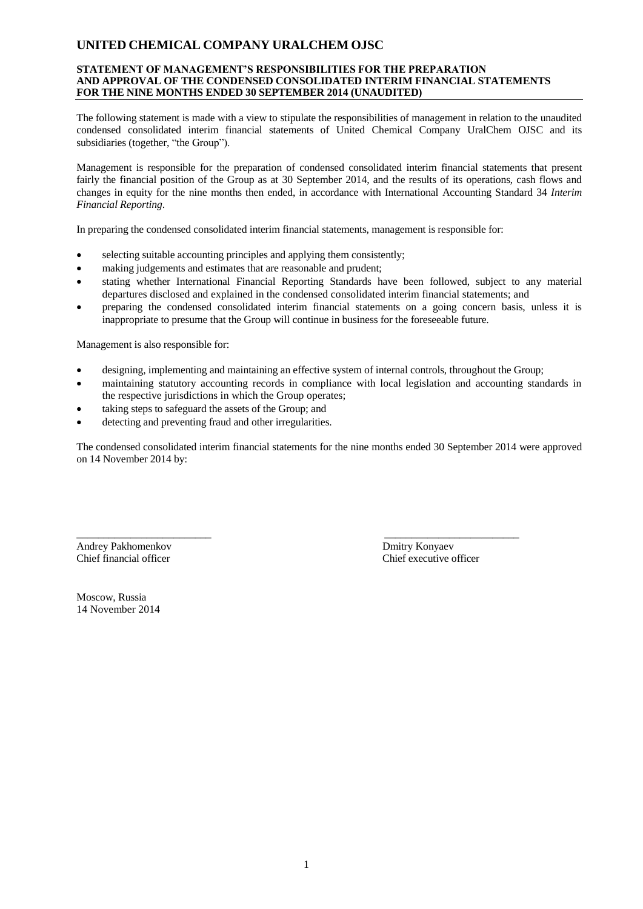# UNITED CHEMICAL COMPANY URALCHEM OJSC

## STATEMENT OF MANAGEMENT'S RESPONSIBILITIES FOR THE PREPARATION AND APPROVAL OF THE CONDENSED CONSOLIDATED INTERIM FINANCIAL STATEMENTS FOR THE NINE MONTHS ENDED 30 SEPTEMBER 2014 (UNAUDITED)

The following statement is made with a view to stipulate the responsibilities of management in relation to the unaudited condensed consolidated interim financial statements of United Chemical Company UralChem OJSC and its subsidiaries (together, "the Group").

Management is responsible for the preparation of condensed consolidated interim financial statements that present fairly the financial position of the Group as at 30 September 2014, and the results of its operations, cash flows and changes in equity for the nine months then ended, in accordance with International Accounting Standard 34 *Interim Financial Reporting*.

In preparing the condensed consolidated interim financial statements, management is responsible for:

- selecting suitable accounting principles and applying them consistently;
- making judgements and estimates that are reasonable and prudent;
- stating whether International Financial Reporting Standards have been followed, subject to any material departures disclosed and explained in the condensed consolidated interim financial statements; and
- preparing the condensed consolidated interim financial statements on a going concern basis, unless it is inappropriate to presume that the Group will continue in business for the foreseeable future.

Management is also responsible for:

- designing, implementing and maintaining an effective system of internal controls, throughout the Group;
- maintaining statutory accounting records in compliance with local legislation and accounting standards in the respective jurisdictions in which the Group operates;
- taking steps to safeguard the assets of the Group; and
- detecting and preventing fraud and other irregularities.

The condensed consolidated interim financial statements for the nine months ended 30 September 2014 were approved on 14 November 2014 by:

| \_\_\_\_\_\_\_\_\_\_\_\_\_\_\_\_\_\_\_\_\_\_\_\_\_ | \_\_\_\_\_\_\_\_\_\_\_\_\_\_\_\_\_\_\_\_\_\_\_\_\_ |
|---|---|
| Andrey Pakhomenkov | Dmitry Konyaev |
| Chief financial officer | Chief executive officer |

Moscow, Russia
14 November 2014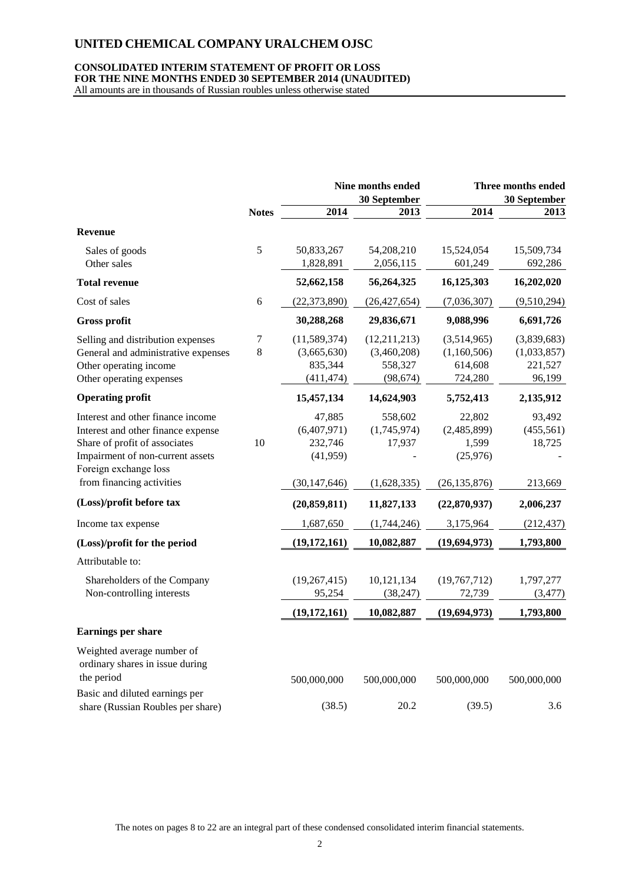# UNITED CHEMICAL COMPANY URALCHEM OJSC

## CONSOLIDATED INTERIM STATEMENT OF PROFIT OR LOSS
## FOR THE NINE MONTHS ENDED 30 SEPTEMBER 2014 (UNAUDITED)

All amounts are in thousands of Russian roubles unless otherwise stated

| | Notes | Nine months ended 30 September 2014 | Nine months ended 30 September 2013 | Three months ended 30 September 2014 | Three months ended 30 September 2013 |
|---|---|---|---|---|---|
| **Revenue** | | | | | |
| Sales of goods | 5 | 50,833,267 | 54,208,210 | 15,524,054 | 15,509,734 |
| Other sales | | 1,828,891 | 2,056,115 | 601,249 | 692,286 |
| **Total revenue** | | **52,662,158** | **56,264,325** | **16,125,303** | **16,202,020** |
| Cost of sales | 6 | (22,373,890) | (26,427,654) | (7,036,307) | (9,510,294) |
| **Gross profit** | | **30,288,268** | **29,836,671** | **9,088,996** | **6,691,726** |
| Selling and distribution expenses | 7 | (11,589,374) | (12,211,213) | (3,514,965) | (3,839,683) |
| General and administrative expenses | 8 | (3,665,630) | (3,460,208) | (1,160,506) | (1,033,857) |
| Other operating income | | 835,344 | 558,327 | 614,608 | 221,527 |
| Other operating expenses | | (411,474) | (98,674) | 724,280 | 96,199 |
| **Operating profit** | | **15,457,134** | **14,624,903** | **5,752,413** | **2,135,912** |
| Interest and other finance income | | 47,885 | 558,602 | 22,802 | 93,492 |
| Interest and other finance expense | | (6,407,971) | (1,745,974) | (2,485,899) | (455,561) |
| Share of profit of associates | 10 | 232,746 | 17,937 | 1,599 | 18,725 |
| Impairment of non-current assets | | (41,959) | - | (25,976) | - |
| Foreign exchange loss from financing activities | | (30,147,646) | (1,628,335) | (26,135,876) | 213,669 |
| **(Loss)/profit before tax** | | **(20,859,811)** | **11,827,133** | **(22,870,937)** | **2,006,237** |
| Income tax expense | | 1,687,650 | (1,744,246) | 3,175,964 | (212,437) |
| **(Loss)/profit for the period** | | **(19,172,161)** | **10,082,887** | **(19,694,973)** | **1,793,800** |
| Attributable to: | | | | | |
| Shareholders of the Company | | (19,267,415) | 10,121,134 | (19,767,712) | 1,797,277 |
| Non-controlling interests | | 95,254 | (38,247) | 72,739 | (3,477) |
| | | **(19,172,161)** | **10,082,887** | **(19,694,973)** | **1,793,800** |
| **Earnings per share** | | | | | |
| Weighted average number of ordinary shares in issue during the period | | 500,000,000 | 500,000,000 | 500,000,000 | 500,000,000 |
| Basic and diluted earnings per share (Russian Roubles per share) | | (38.5) | 20.2 | (39.5) | 3.6 |

The notes on pages 8 to 22 are an integral part of these condensed consolidated interim financial statements.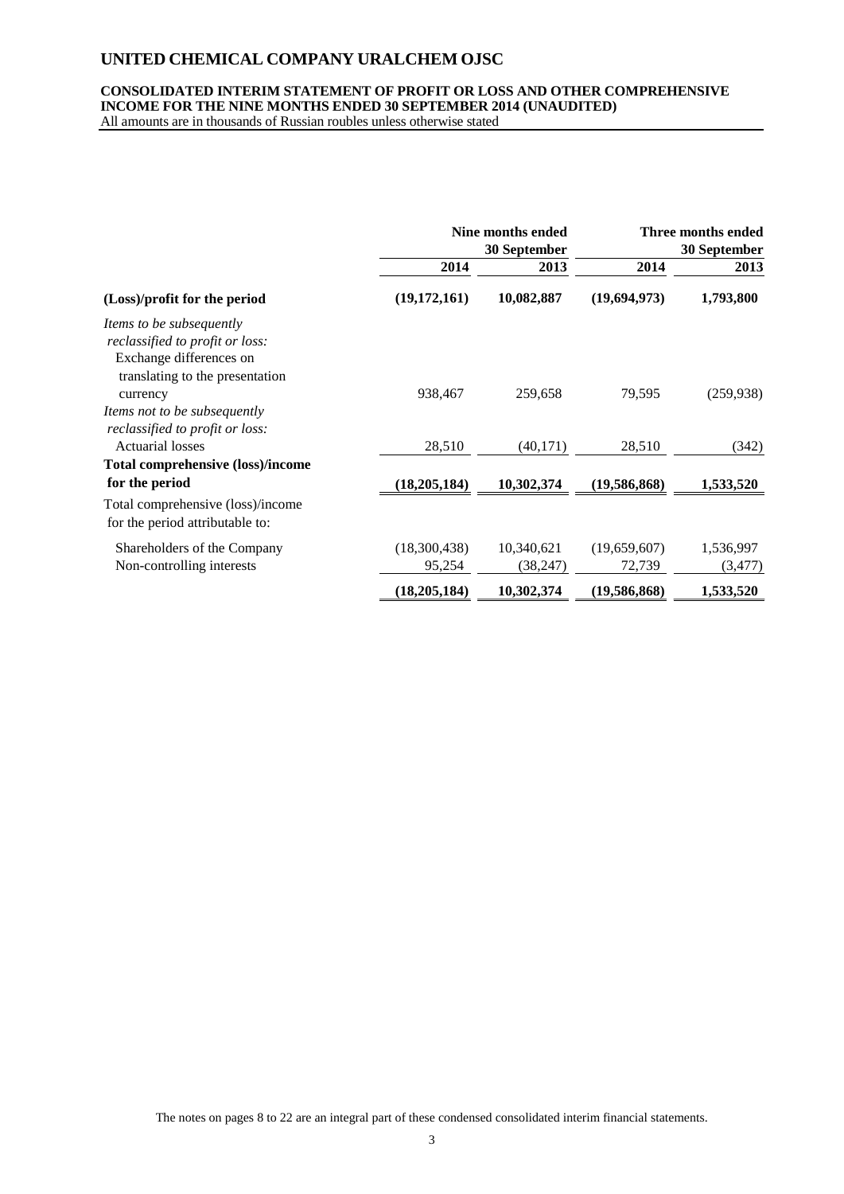# UNITED CHEMICAL COMPANY URALCHEM OJSC

## CONSOLIDATED INTERIM STATEMENT OF PROFIT OR LOSS AND OTHER COMPREHENSIVE INCOME FOR THE NINE MONTHS ENDED 30 SEPTEMBER 2014 (UNAUDITED)

All amounts are in thousands of Russian roubles unless otherwise stated

| | Nine months ended 30 September | | Three months ended 30 September | |
|---|---|---|---|---|
| | **2014** | **2013** | **2014** | **2013** |
| **(Loss)/profit for the period** | **(19,172,161)** | **10,082,887** | **(19,694,973)** | **1,793,800** |
| *Items to be subsequently reclassified to profit or loss:* | | | | |
| Exchange differences on translating to the presentation currency | 938,467 | 259,658 | 79,595 | (259,938) |
| *Items not to be subsequently reclassified to profit or loss:* | | | | |
| Actuarial losses | 28,510 | (40,171) | 28,510 | (342) |
| **Total comprehensive (loss)/income for the period** | **(18,205,184)** | **10,302,374** | **(19,586,868)** | **1,533,520** |
| Total comprehensive (loss)/income for the period attributable to: | | | | |
| Shareholders of the Company | (18,300,438) | 10,340,621 | (19,659,607) | 1,536,997 |
| Non-controlling interests | 95,254 | (38,247) | 72,739 | (3,477) |
| | **(18,205,184)** | **10,302,374** | **(19,586,868)** | **1,533,520** |

The notes on pages 8 to 22 are an integral part of these condensed consolidated interim financial statements.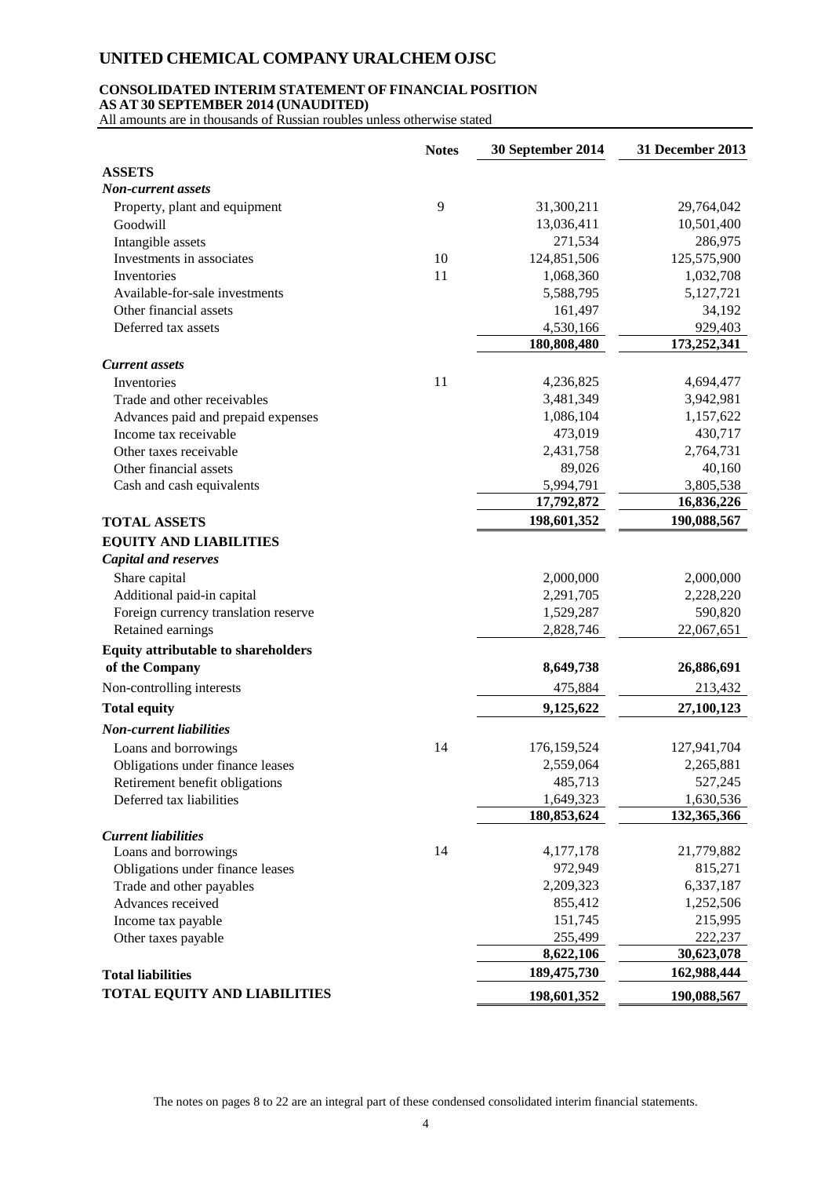# UNITED CHEMICAL COMPANY URALCHEM OJSC

## CONSOLIDATED INTERIM STATEMENT OF FINANCIAL POSITION
## AS AT 30 SEPTEMBER 2014 (UNAUDITED)

All amounts are in thousands of Russian roubles unless otherwise stated

| | Notes | 30 September 2014 | 31 December 2013 |
|---|---|---|---|
| **ASSETS** | | | |
| ***Non-current assets*** | | | |
| Property, plant and equipment | 9 | 31,300,211 | 29,764,042 |
| Goodwill | | 13,036,411 | 10,501,400 |
| Intangible assets | | 271,534 | 286,975 |
| Investments in associates | 10 | 124,851,506 | 125,575,900 |
| Inventories | 11 | 1,068,360 | 1,032,708 |
| Available-for-sale investments | | 5,588,795 | 5,127,721 |
| Other financial assets | | 161,497 | 34,192 |
| Deferred tax assets | | 4,530,166 | 929,403 |
| | | **180,808,480** | **173,252,341** |
| ***Current assets*** | | | |
| Inventories | 11 | 4,236,825 | 4,694,477 |
| Trade and other receivables | | 3,481,349 | 3,942,981 |
| Advances paid and prepaid expenses | | 1,086,104 | 1,157,622 |
| Income tax receivable | | 473,019 | 430,717 |
| Other taxes receivable | | 2,431,758 | 2,764,731 |
| Other financial assets | | 89,026 | 40,160 |
| Cash and cash equivalents | | 5,994,791 | 3,805,538 |
| | | **17,792,872** | **16,836,226** |
| **TOTAL ASSETS** | | **198,601,352** | **190,088,567** |
| **EQUITY AND LIABILITIES** | | | |
| ***Capital and reserves*** | | | |
| Share capital | | 2,000,000 | 2,000,000 |
| Additional paid-in capital | | 2,291,705 | 2,228,220 |
| Foreign currency translation reserve | | 1,529,287 | 590,820 |
| Retained earnings | | 2,828,746 | 22,067,651 |
| **Equity attributable to shareholders of the Company** | | **8,649,738** | **26,886,691** |
| Non-controlling interests | | 475,884 | 213,432 |
| **Total equity** | | **9,125,622** | **27,100,123** |
| ***Non-current liabilities*** | | | |
| Loans and borrowings | 14 | 176,159,524 | 127,941,704 |
| Obligations under finance leases | | 2,559,064 | 2,265,881 |
| Retirement benefit obligations | | 485,713 | 527,245 |
| Deferred tax liabilities | | 1,649,323 | 1,630,536 |
| | | **180,853,624** | **132,365,366** |
| ***Current liabilities*** | | | |
| Loans and borrowings | 14 | 4,177,178 | 21,779,882 |
| Obligations under finance leases | | 972,949 | 815,271 |
| Trade and other payables | | 2,209,323 | 6,337,187 |
| Advances received | | 855,412 | 1,252,506 |
| Income tax payable | | 151,745 | 215,995 |
| Other taxes payable | | 255,499 | 222,237 |
| | | **8,622,106** | **30,623,078** |
| **Total liabilities** | | **189,475,730** | **162,988,444** |
| **TOTAL EQUITY AND LIABILITIES** | | **198,601,352** | **190,088,567** |

The notes on pages 8 to 22 are an integral part of these condensed consolidated interim financial statements.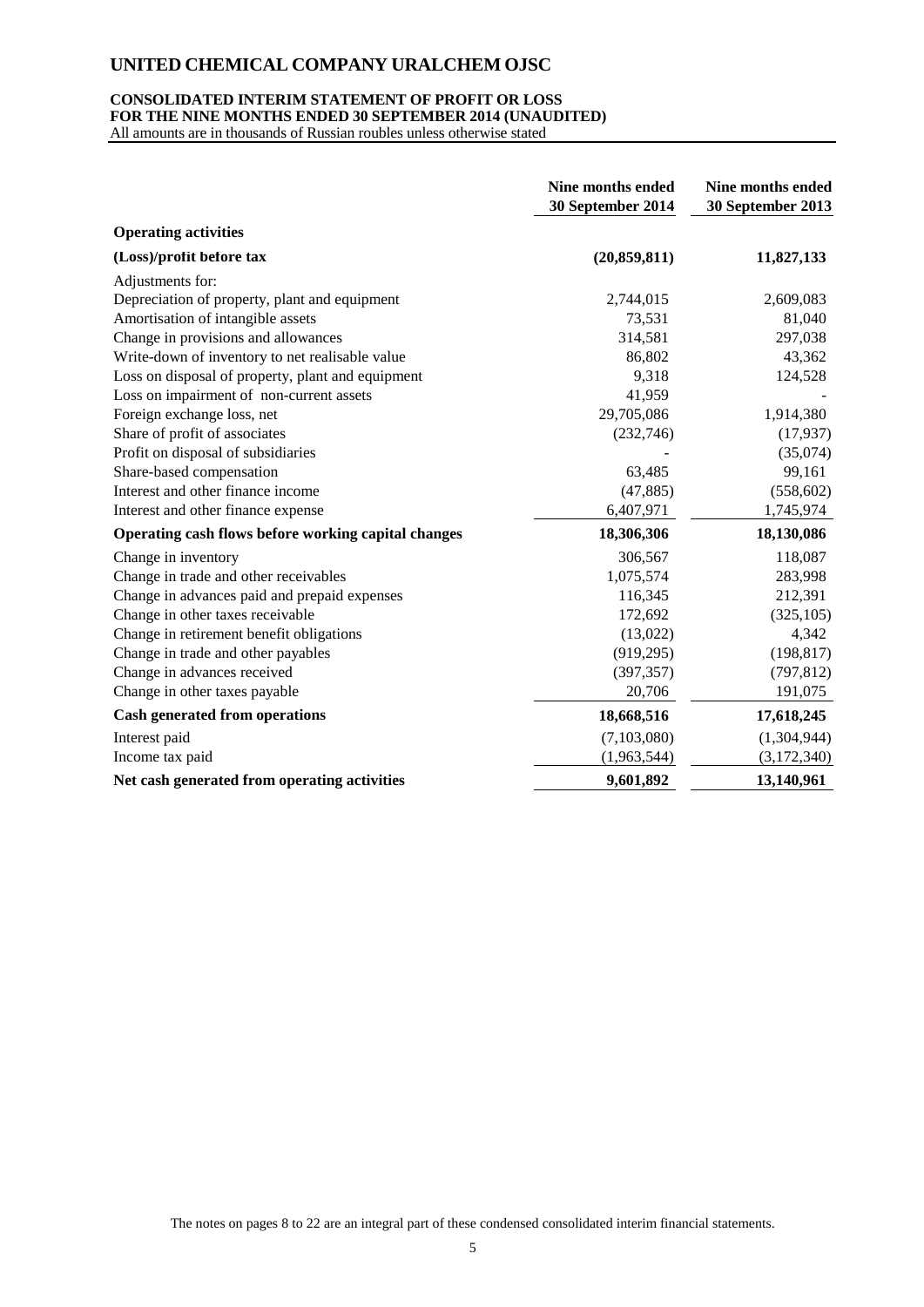# UNITED CHEMICAL COMPANY URALCHEM OJSC

**CONSOLIDATED INTERIM STATEMENT OF PROFIT OR LOSS**
**FOR THE NINE MONTHS ENDED 30 SEPTEMBER 2014 (UNAUDITED)**
All amounts are in thousands of Russian roubles unless otherwise stated

| | Nine months ended 30 September 2014 | Nine months ended 30 September 2013 |
|---|---|---|
| **Operating activities** | | |
| **(Loss)/profit before tax** | **(20,859,811)** | **11,827,133** |
| Adjustments for: | | |
| Depreciation of property, plant and equipment | 2,744,015 | 2,609,083 |
| Amortisation of intangible assets | 73,531 | 81,040 |
| Change in provisions and allowances | 314,581 | 297,038 |
| Write-down of inventory to net realisable value | 86,802 | 43,362 |
| Loss on disposal of property, plant and equipment | 9,318 | 124,528 |
| Loss on impairment of non-current assets | 41,959 | - |
| Foreign exchange loss, net | 29,705,086 | 1,914,380 |
| Share of profit of associates | (232,746) | (17,937) |
| Profit on disposal of subsidiaries | - | (35,074) |
| Share-based compensation | 63,485 | 99,161 |
| Interest and other finance income | (47,885) | (558,602) |
| Interest and other finance expense | 6,407,971 | 1,745,974 |
| **Operating cash flows before working capital changes** | **18,306,306** | **18,130,086** |
| Change in inventory | 306,567 | 118,087 |
| Change in trade and other receivables | 1,075,574 | 283,998 |
| Change in advances paid and prepaid expenses | 116,345 | 212,391 |
| Change in other taxes receivable | 172,692 | (325,105) |
| Change in retirement benefit obligations | (13,022) | 4,342 |
| Change in trade and other payables | (919,295) | (198,817) |
| Change in advances received | (397,357) | (797,812) |
| Change in other taxes payable | 20,706 | 191,075 |
| **Cash generated from operations** | **18,668,516** | **17,618,245** |
| Interest paid | (7,103,080) | (1,304,944) |
| Income tax paid | (1,963,544) | (3,172,340) |
| **Net cash generated from operating activities** | **9,601,892** | **13,140,961** |

The notes on pages 8 to 22 are an integral part of these condensed consolidated interim financial statements.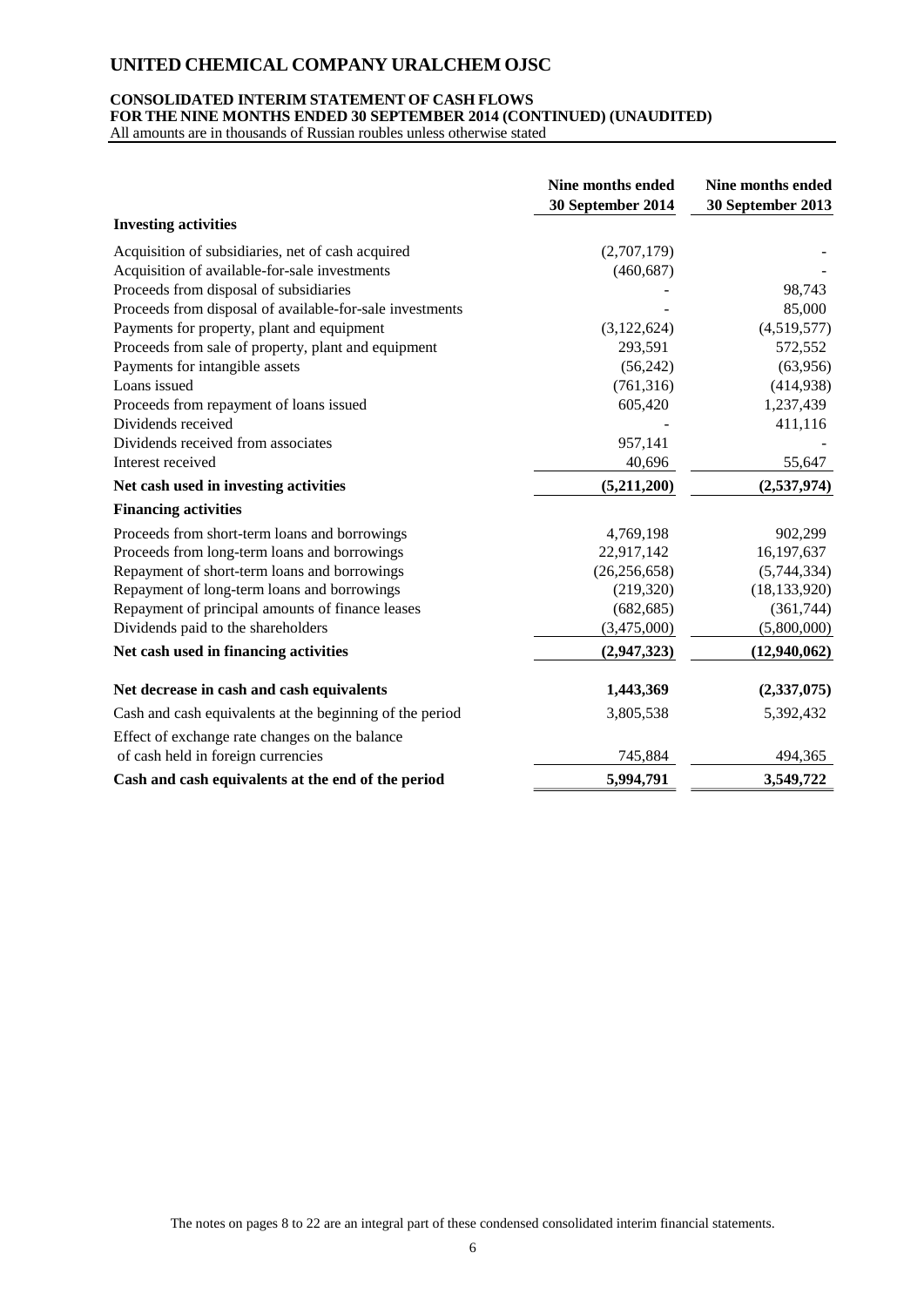# UNITED CHEMICAL COMPANY URALCHEM OJSC

**CONSOLIDATED INTERIM STATEMENT OF CASH FLOWS**
**FOR THE NINE MONTHS ENDED 30 SEPTEMBER 2014 (CONTINUED) (UNAUDITED)**
All amounts are in thousands of Russian roubles unless otherwise stated

| | Nine months ended 30 September 2014 | Nine months ended 30 September 2013 |
|---|---|---|
| **Investing activities** | | |
| Acquisition of subsidiaries, net of cash acquired | (2,707,179) | - |
| Acquisition of available-for-sale investments | (460,687) | - |
| Proceeds from disposal of subsidiaries | - | 98,743 |
| Proceeds from disposal of available-for-sale investments | - | 85,000 |
| Payments for property, plant and equipment | (3,122,624) | (4,519,577) |
| Proceeds from sale of property, plant and equipment | 293,591 | 572,552 |
| Payments for intangible assets | (56,242) | (63,956) |
| Loans issued | (761,316) | (414,938) |
| Proceeds from repayment of loans issued | 605,420 | 1,237,439 |
| Dividends received | - | 411,116 |
| Dividends received from associates | 957,141 | - |
| Interest received | 40,696 | 55,647 |
| **Net cash used in investing activities** | **(5,211,200)** | **(2,537,974)** |
| **Financing activities** | | |
| Proceeds from short-term loans and borrowings | 4,769,198 | 902,299 |
| Proceeds from long-term loans and borrowings | 22,917,142 | 16,197,637 |
| Repayment of short-term loans and borrowings | (26,256,658) | (5,744,334) |
| Repayment of long-term loans and borrowings | (219,320) | (18,133,920) |
| Repayment of principal amounts of finance leases | (682,685) | (361,744) |
| Dividends paid to the shareholders | (3,475,000) | (5,800,000) |
| **Net cash used in financing activities** | **(2,947,323)** | **(12,940,062)** |
| **Net decrease in cash and cash equivalents** | **1,443,369** | **(2,337,075)** |
| Cash and cash equivalents at the beginning of the period | 3,805,538 | 5,392,432 |
| Effect of exchange rate changes on the balance of cash held in foreign currencies | 745,884 | 494,365 |
| **Cash and cash equivalents at the end of the period** | **5,994,791** | **3,549,722** |

The notes on pages 8 to 22 are an integral part of these condensed consolidated interim financial statements.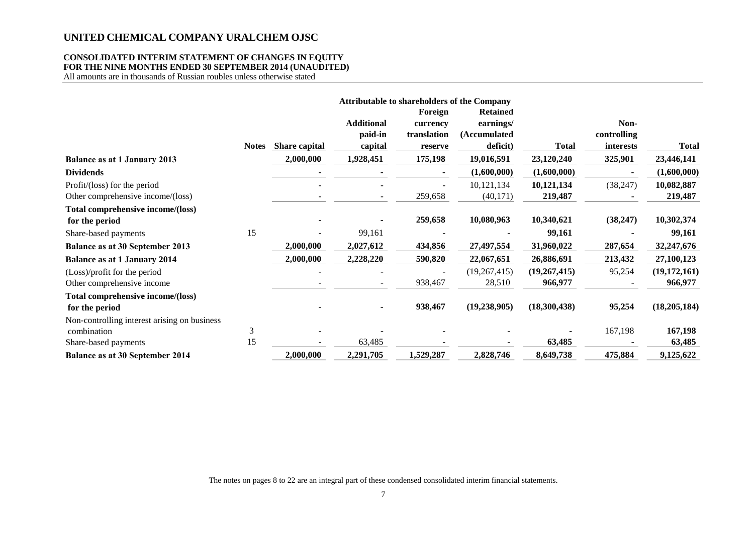# UNITED CHEMICAL COMPANY URALCHEM OJSC

## CONSOLIDATED INTERIM STATEMENT OF CHANGES IN EQUITY FOR THE NINE MONTHS ENDED 30 SEPTEMBER 2014 (UNAUDITED)

All amounts are in thousands of Russian roubles unless otherwise stated

| | | Attributable to shareholders of the Company | | | | | | |
|---|---|---|---|---|---|---|---|---|
| | **Notes** | **Share capital** | **Additional paid-in capital** | **Foreign currency translation reserve** | **Retained earnings/ (Accumulated deficit)** | **Total** | **Non-controlling interests** | **Total** |
| **Balance as at 1 January 2013** | | **2,000,000** | **1,928,451** | **175,198** | **19,016,591** | **23,120,240** | **325,901** | **23,446,141** |
| **Dividends** | | **-** | **-** | **-** | **(1,600,000)** | **(1,600,000)** | **-** | **(1,600,000)** |
| Profit/(loss) for the period | | - | - | - | 10,121,134 | **10,121,134** | (38,247) | **10,082,887** |
| Other comprehensive income/(loss) | | - | - | 259,658 | (40,171) | **219,487** | - | **219,487** |
| **Total comprehensive income/(loss) for the period** | | **-** | **-** | **259,658** | **10,080,963** | **10,340,621** | **(38,247)** | **10,302,374** |
| Share-based payments | 15 | - | 99,161 | - | - | **99,161** | - | **99,161** |
| **Balance as at 30 September 2013** | | **2,000,000** | **2,027,612** | **434,856** | **27,497,554** | **31,960,022** | **287,654** | **32,247,676** |
| **Balance as at 1 January 2014** | | **2,000,000** | **2,228,220** | **590,820** | **22,067,651** | **26,886,691** | **213,432** | **27,100,123** |
| (Loss)/profit for the period | | - | - | - | (19,267,415) | **(19,267,415)** | 95,254 | **(19,172,161)** |
| Other comprehensive income | | - | - | 938,467 | 28,510 | **966,977** | - | **966,977** |
| **Total comprehensive income/(loss) for the period** | | **-** | **-** | **938,467** | **(19,238,905)** | **(18,300,438)** | **95,254** | **(18,205,184)** |
| Non-controlling interest arising on business combination | 3 | - | - | - | - | **-** | 167,198 | **167,198** |
| Share-based payments | 15 | - | 63,485 | - | - | **63,485** | - | **63,485** |
| **Balance as at 30 September 2014** | | **2,000,000** | **2,291,705** | **1,529,287** | **2,828,746** | **8,649,738** | **475,884** | **9,125,622** |

The notes on pages 8 to 22 are an integral part of these condensed consolidated interim financial statements.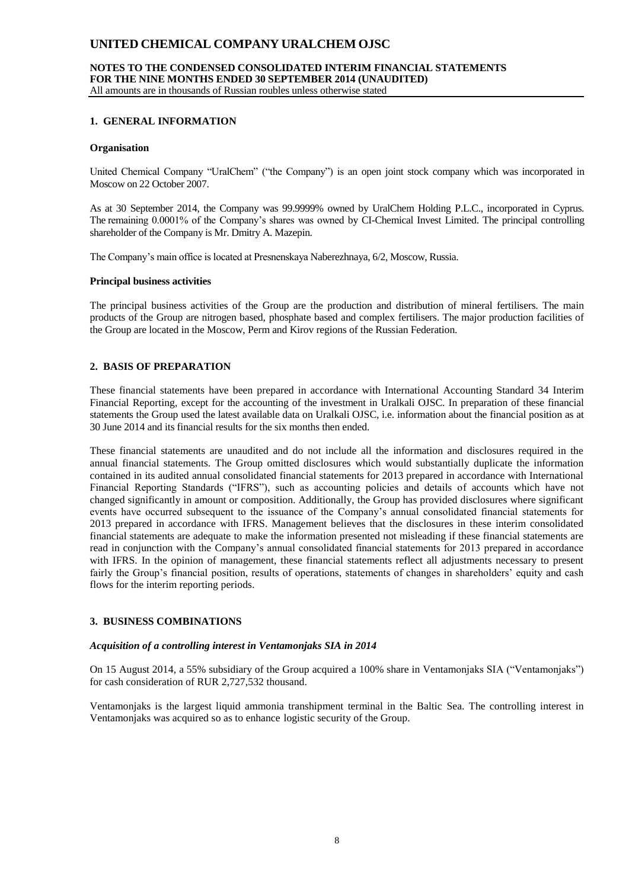## 1. GENERAL INFORMATION

### Organisation

United Chemical Company "UralChem" ("the Company") is an open joint stock company which was incorporated in Moscow on 22 October 2007.

As at 30 September 2014, the Company was 99.9999% owned by UralChem Holding P.L.C., incorporated in Cyprus. The remaining 0.0001% of the Company's shares was owned by CI-Chemical Invest Limited. The principal controlling shareholder of the Company is Mr. Dmitry A. Mazepin.

The Company's main office is located at Presnenskaya Naberezhnaya, 6/2, Moscow, Russia.

### Principal business activities

The principal business activities of the Group are the production and distribution of mineral fertilisers. The main products of the Group are nitrogen based, phosphate based and complex fertilisers. The major production facilities of the Group are located in the Moscow, Perm and Kirov regions of the Russian Federation.

## 2. BASIS OF PREPARATION

These financial statements have been prepared in accordance with International Accounting Standard 34 Interim Financial Reporting, except for the accounting of the investment in Uralkali OJSC. In preparation of these financial statements the Group used the latest available data on Uralkali OJSC, i.e. information about the financial position as at 30 June 2014 and its financial results for the six months then ended.

These financial statements are unaudited and do not include all the information and disclosures required in the annual financial statements. The Group omitted disclosures which would substantially duplicate the information contained in its audited annual consolidated financial statements for 2013 prepared in accordance with International Financial Reporting Standards ("IFRS"), such as accounting policies and details of accounts which have not changed significantly in amount or composition. Additionally, the Group has provided disclosures where significant events have occurred subsequent to the issuance of the Company's annual consolidated financial statements for 2013 prepared in accordance with IFRS. Management believes that the disclosures in these interim consolidated financial statements are adequate to make the information presented not misleading if these financial statements are read in conjunction with the Company's annual consolidated financial statements for 2013 prepared in accordance with IFRS. In the opinion of management, these financial statements reflect all adjustments necessary to present fairly the Group's financial position, results of operations, statements of changes in shareholders' equity and cash flows for the interim reporting periods.

## 3. BUSINESS COMBINATIONS

### *Acquisition of a controlling interest in Ventamonjaks SIA in 2014*

On 15 August 2014, a 55% subsidiary of the Group acquired a 100% share in Ventamonjaks SIA ("Ventamonjaks") for cash consideration of RUR 2,727,532 thousand.

Ventamonjaks is the largest liquid ammonia transhipment terminal in the Baltic Sea. The controlling interest in Ventamonjaks was acquired so as to enhance logistic security of the Group.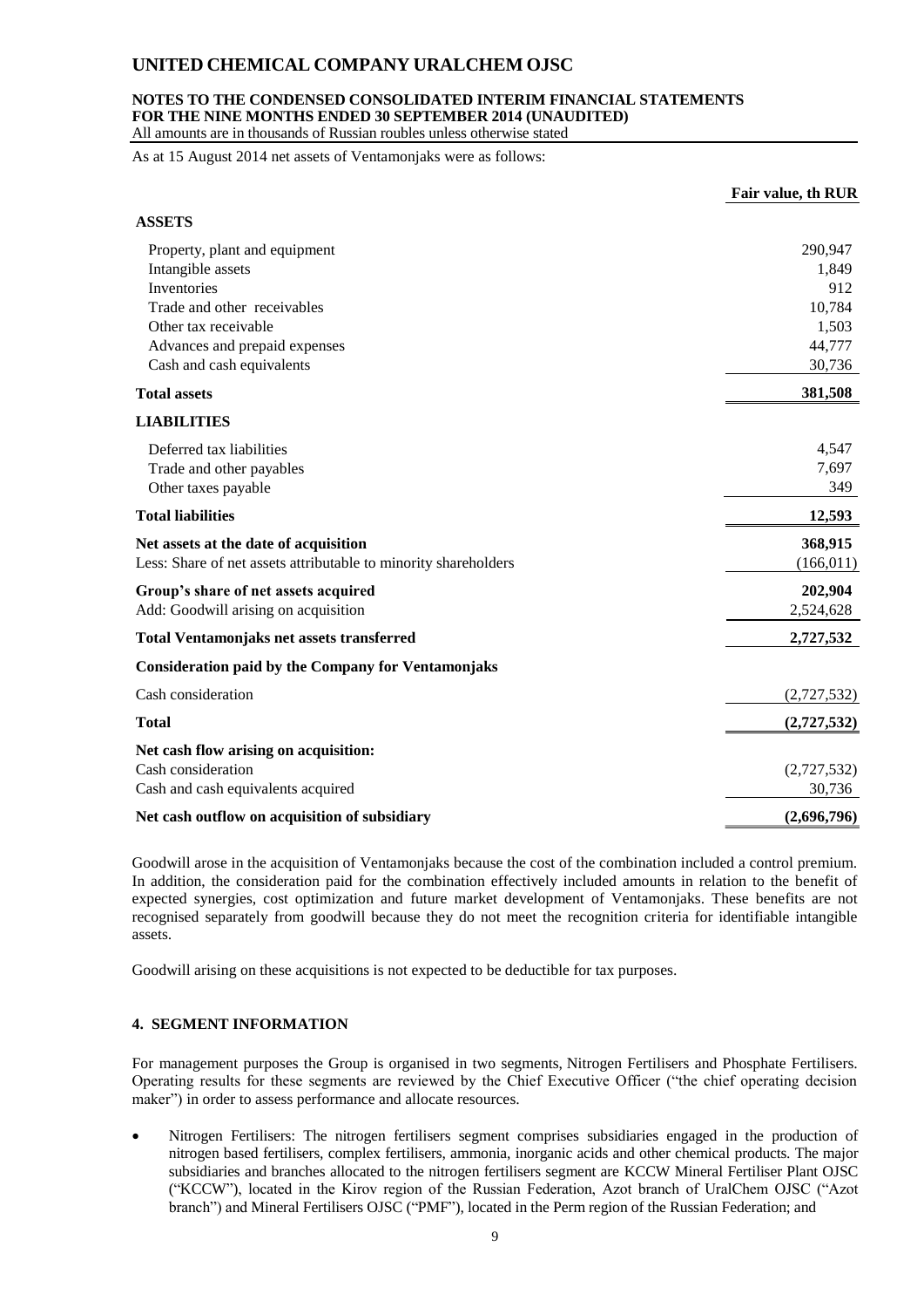As at 15 August 2014 net assets of Ventamonjaks were as follows:

| | Fair value, th RUR |
|---|---|
| **ASSETS** | |
| Property, plant and equipment | 290,947 |
| Intangible assets | 1,849 |
| Inventories | 912 |
| Trade and other receivables | 10,784 |
| Other tax receivable | 1,503 |
| Advances and prepaid expenses | 44,777 |
| Cash and cash equivalents | 30,736 |
| **Total assets** | **381,508** |
| **LIABILITIES** | |
| Deferred tax liabilities | 4,547 |
| Trade and other payables | 7,697 |
| Other taxes payable | 349 |
| **Total liabilities** | **12,593** |
| **Net assets at the date of acquisition** | **368,915** |
| Less: Share of net assets attributable to minority shareholders | (166,011) |
| **Group's share of net assets acquired** | **202,904** |
| Add: Goodwill arising on acquisition | 2,524,628 |
| **Total Ventamonjaks net assets transferred** | **2,727,532** |
| **Consideration paid by the Company for Ventamonjaks** | |
| Cash consideration | (2,727,532) |
| **Total** | **(2,727,532)** |
| **Net cash flow arising on acquisition:** | |
| Cash consideration | (2,727,532) |
| Cash and cash equivalents acquired | 30,736 |
| **Net cash outflow on acquisition of subsidiary** | **(2,696,796)** |

Goodwill arose in the acquisition of Ventamonjaks because the cost of the combination included a control premium. In addition, the consideration paid for the combination effectively included amounts in relation to the benefit of expected synergies, cost optimization and future market development of Ventamonjaks. These benefits are not recognised separately from goodwill because they do not meet the recognition criteria for identifiable intangible assets.

Goodwill arising on these acquisitions is not expected to be deductible for tax purposes.

## 4. SEGMENT INFORMATION

For management purposes the Group is organised in two segments, Nitrogen Fertilisers and Phosphate Fertilisers. Operating results for these segments are reviewed by the Chief Executive Officer ("the chief operating decision maker") in order to assess performance and allocate resources.

- Nitrogen Fertilisers: The nitrogen fertilisers segment comprises subsidiaries engaged in the production of nitrogen based fertilisers, complex fertilisers, ammonia, inorganic acids and other chemical products. The major subsidiaries and branches allocated to the nitrogen fertilisers segment are KCCW Mineral Fertiliser Plant OJSC ("KCCW"), located in the Kirov region of the Russian Federation, Azot branch of UralChem OJSC ("Azot branch") and Mineral Fertilisers OJSC ("PMF"), located in the Perm region of the Russian Federation; and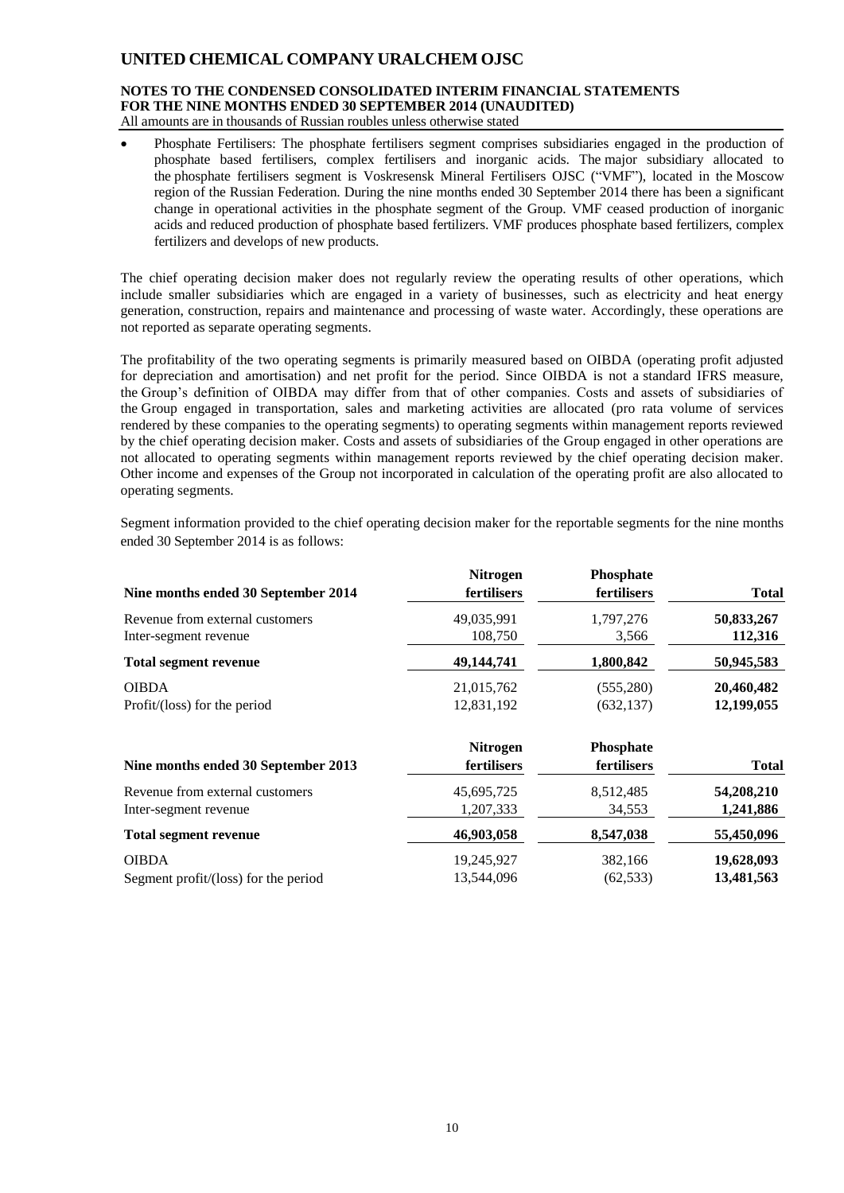- Phosphate Fertilisers: The phosphate fertilisers segment comprises subsidiaries engaged in the production of phosphate based fertilisers, complex fertilisers and inorganic acids. The major subsidiary allocated to the phosphate fertilisers segment is Voskresensk Mineral Fertilisers OJSC ("VMF"), located in the Moscow region of the Russian Federation. During the nine months ended 30 September 2014 there has been a significant change in operational activities in the phosphate segment of the Group. VMF ceased production of inorganic acids and reduced production of phosphate based fertilizers. VMF produces phosphate based fertilizers, complex fertilizers and develops of new products.

The chief operating decision maker does not regularly review the operating results of other operations, which include smaller subsidiaries which are engaged in a variety of businesses, such as electricity and heat energy generation, construction, repairs and maintenance and processing of waste water. Accordingly, these operations are not reported as separate operating segments.

The profitability of the two operating segments is primarily measured based on OIBDA (operating profit adjusted for depreciation and amortisation) and net profit for the period. Since OIBDA is not a standard IFRS measure, the Group's definition of OIBDA may differ from that of other companies. Costs and assets of subsidiaries of the Group engaged in transportation, sales and marketing activities are allocated (pro rata volume of services rendered by these companies to the operating segments) to operating segments within management reports reviewed by the chief operating decision maker. Costs and assets of subsidiaries of the Group engaged in other operations are not allocated to operating segments within management reports reviewed by the chief operating decision maker. Other income and expenses of the Group not incorporated in calculation of the operating profit are also allocated to operating segments.

Segment information provided to the chief operating decision maker for the reportable segments for the nine months ended 30 September 2014 is as follows:

| Nine months ended 30 September 2014 | Nitrogen fertilisers | Phosphate fertilisers | Total |
|---|---|---|---|
| Revenue from external customers | 49,035,991 | 1,797,276 | **50,833,267** |
| Inter-segment revenue | 108,750 | 3,566 | **112,316** |
| **Total segment revenue** | **49,144,741** | **1,800,842** | **50,945,583** |
| OIBDA | 21,015,762 | (555,280) | **20,460,482** |
| Profit/(loss) for the period | 12,831,192 | (632,137) | **12,199,055** |

| Nine months ended 30 September 2013 | Nitrogen fertilisers | Phosphate fertilisers | Total |
|---|---|---|---|
| Revenue from external customers | 45,695,725 | 8,512,485 | **54,208,210** |
| Inter-segment revenue | 1,207,333 | 34,553 | **1,241,886** |
| **Total segment revenue** | **46,903,058** | **8,547,038** | **55,450,096** |
| OIBDA | 19,245,927 | 382,166 | **19,628,093** |
| Segment profit/(loss) for the period | 13,544,096 | (62,533) | **13,481,563** |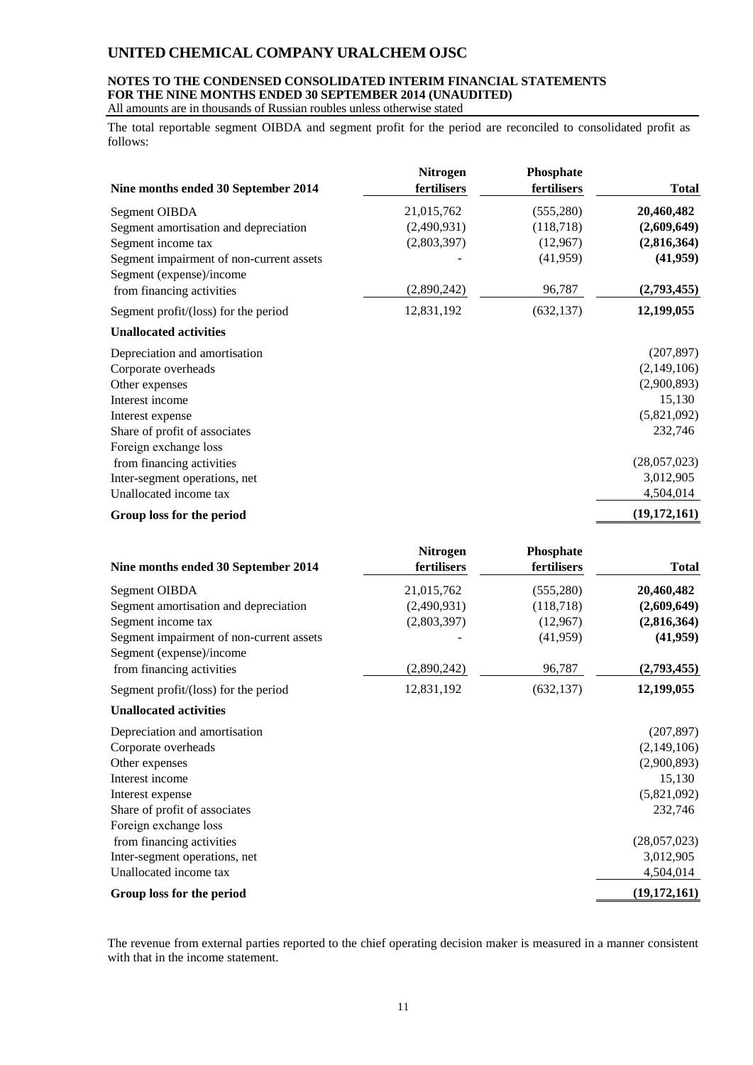The total reportable segment OIBDA and segment profit for the period are reconciled to consolidated profit as follows:

| Nine months ended 30 September 2014 | Nitrogen fertilisers | Phosphate fertilisers | Total |
|---|---|---|---|
| Segment OIBDA | 21,015,762 | (555,280) | **20,460,482** |
| Segment amortisation and depreciation | (2,490,931) | (118,718) | **(2,609,649)** |
| Segment income tax | (2,803,397) | (12,967) | **(2,816,364)** |
| Segment impairment of non-current assets | - | (41,959) | **(41,959)** |
| Segment (expense)/income from financing activities | (2,890,242) | 96,787 | **(2,793,455)** |
| Segment profit/(loss) for the period | 12,831,192 | (632,137) | **12,199,055** |
| **Unallocated activities** | | | |
| Depreciation and amortisation | | | (207,897) |
| Corporate overheads | | | (2,149,106) |
| Other expenses | | | (2,900,893) |
| Interest income | | | 15,130 |
| Interest expense | | | (5,821,092) |
| Share of profit of associates | | | 232,746 |
| Foreign exchange loss from financing activities | | | (28,057,023) |
| Inter-segment operations, net | | | 3,012,905 |
| Unallocated income tax | | | 4,504,014 |
| **Group loss for the period** | | | **(19,172,161)** |

| Nine months ended 30 September 2014 | Nitrogen fertilisers | Phosphate fertilisers | Total |
|---|---|---|---|
| Segment OIBDA | 21,015,762 | (555,280) | **20,460,482** |
| Segment amortisation and depreciation | (2,490,931) | (118,718) | **(2,609,649)** |
| Segment income tax | (2,803,397) | (12,967) | **(2,816,364)** |
| Segment impairment of non-current assets | - | (41,959) | **(41,959)** |
| Segment (expense)/income from financing activities | (2,890,242) | 96,787 | **(2,793,455)** |
| Segment profit/(loss) for the period | 12,831,192 | (632,137) | **12,199,055** |
| **Unallocated activities** | | | |
| Depreciation and amortisation | | | (207,897) |
| Corporate overheads | | | (2,149,106) |
| Other expenses | | | (2,900,893) |
| Interest income | | | 15,130 |
| Interest expense | | | (5,821,092) |
| Share of profit of associates | | | 232,746 |
| Foreign exchange loss from financing activities | | | (28,057,023) |
| Inter-segment operations, net | | | 3,012,905 |
| Unallocated income tax | | | 4,504,014 |
| **Group loss for the period** | | | **(19,172,161)** |

The revenue from external parties reported to the chief operating decision maker is measured in a manner consistent with that in the income statement.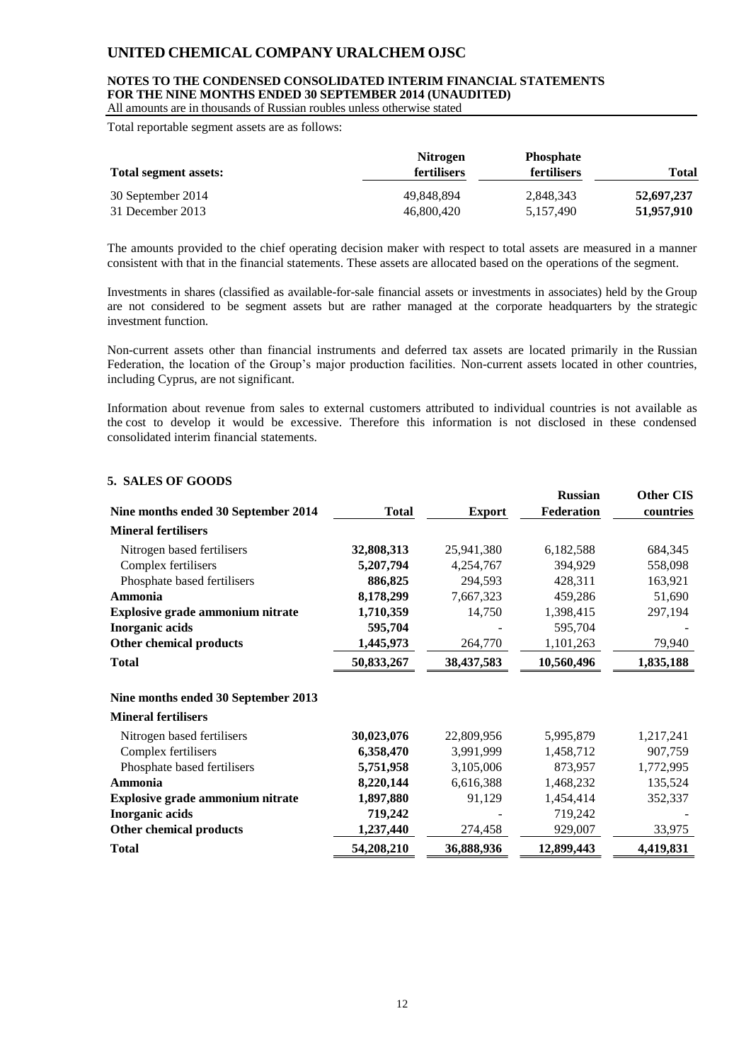Total reportable segment assets are as follows:

| Total segment assets: | Nitrogen fertilisers | Phosphate fertilisers | Total |
|---|---|---|---|
| 30 September 2014 | 49,848,894 | 2,848,343 | **52,697,237** |
| 31 December 2013 | 46,800,420 | 5,157,490 | **51,957,910** |

The amounts provided to the chief operating decision maker with respect to total assets are measured in a manner consistent with that in the financial statements. These assets are allocated based on the operations of the segment.

Investments in shares (classified as available-for-sale financial assets or investments in associates) held by the Group are not considered to be segment assets but are rather managed at the corporate headquarters by the strategic investment function.

Non-current assets other than financial instruments and deferred tax assets are located primarily in the Russian Federation, the location of the Group's major production facilities. Non-current assets located in other countries, including Cyprus, are not significant.

Information about revenue from sales to external customers attributed to individual countries is not available as the cost to develop it would be excessive. Therefore this information is not disclosed in these condensed consolidated interim financial statements.

## 5. SALES OF GOODS

| Nine months ended 30 September 2014 | Total | Export | Russian Federation | Other CIS countries |
|---|---|---|---|---|
| **Mineral fertilisers** | | | | |
| Nitrogen based fertilisers | **32,808,313** | 25,941,380 | 6,182,588 | 684,345 |
| Complex fertilisers | **5,207,794** | 4,254,767 | 394,929 | 558,098 |
| Phosphate based fertilisers | **886,825** | 294,593 | 428,311 | 163,921 |
| **Ammonia** | **8,178,299** | 7,667,323 | 459,286 | 51,690 |
| **Explosive grade ammonium nitrate** | **1,710,359** | 14,750 | 1,398,415 | 297,194 |
| **Inorganic acids** | **595,704** | - | 595,704 | - |
| **Other chemical products** | **1,445,973** | 264,770 | 1,101,263 | 79,940 |
| **Total** | **50,833,267** | **38,437,583** | **10,560,496** | **1,835,188** |
| | | | | |
| **Nine months ended 30 September 2013** | | | | |
| **Mineral fertilisers** | | | | |
| Nitrogen based fertilisers | **30,023,076** | 22,809,956 | 5,995,879 | 1,217,241 |
| Complex fertilisers | **6,358,470** | 3,991,999 | 1,458,712 | 907,759 |
| Phosphate based fertilisers | **5,751,958** | 3,105,006 | 873,957 | 1,772,995 |
| **Ammonia** | **8,220,144** | 6,616,388 | 1,468,232 | 135,524 |
| **Explosive grade ammonium nitrate** | **1,897,880** | 91,129 | 1,454,414 | 352,337 |
| **Inorganic acids** | **719,242** | - | 719,242 | - |
| **Other chemical products** | **1,237,440** | 274,458 | 929,007 | 33,975 |
| **Total** | **54,208,210** | **36,888,936** | **12,899,443** | **4,419,831** |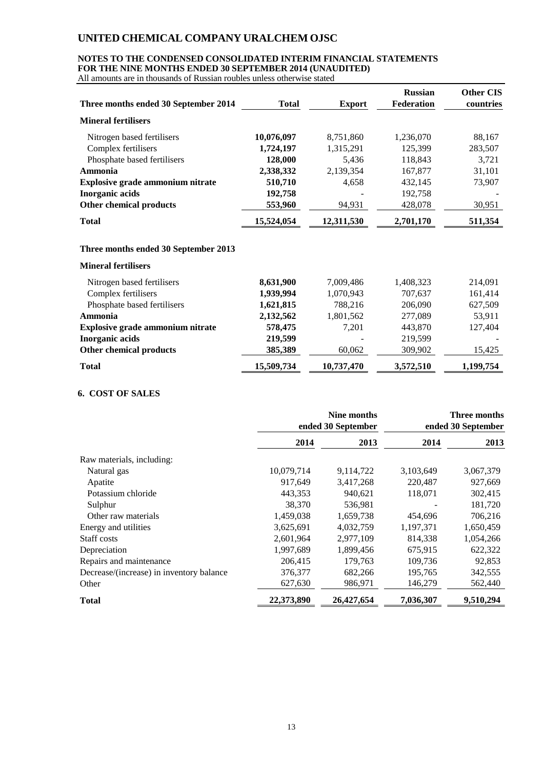| Three months ended 30 September 2014 | Total | Export | Russian Federation | Other CIS countries |
|---|---|---|---|---|
| **Mineral fertilisers** | | | | |
| Nitrogen based fertilisers | **10,076,097** | 8,751,860 | 1,236,070 | 88,167 |
| Complex fertilisers | **1,724,197** | 1,315,291 | 125,399 | 283,507 |
| Phosphate based fertilisers | **128,000** | 5,436 | 118,843 | 3,721 |
| **Ammonia** | **2,338,332** | 2,139,354 | 167,877 | 31,101 |
| **Explosive grade ammonium nitrate** | **510,710** | 4,658 | 432,145 | 73,907 |
| **Inorganic acids** | **192,758** | - | 192,758 | - |
| **Other chemical products** | **553,960** | 94,931 | 428,078 | 30,951 |
| **Total** | **15,524,054** | **12,311,530** | **2,701,170** | **511,354** |
| **Three months ended 30 September 2013** | | | | |
| **Mineral fertilisers** | | | | |
| Nitrogen based fertilisers | **8,631,900** | 7,009,486 | 1,408,323 | 214,091 |
| Complex fertilisers | **1,939,994** | 1,070,943 | 707,637 | 161,414 |
| Phosphate based fertilisers | **1,621,815** | 788,216 | 206,090 | 627,509 |
| **Ammonia** | **2,132,562** | 1,801,562 | 277,089 | 53,911 |
| **Explosive grade ammonium nitrate** | **578,475** | 7,201 | 443,870 | 127,404 |
| **Inorganic acids** | **219,599** | - | 219,599 | - |
| **Other chemical products** | **385,389** | 60,062 | 309,902 | 15,425 |
| **Total** | **15,509,734** | **10,737,470** | **3,572,510** | **1,199,754** |

## 6. COST OF SALES

| | Nine months ended 30 September | | Three months ended 30 September | |
|---|---|---|---|---|
| | **2014** | **2013** | **2014** | **2013** |
| Raw materials, including: | | | | |
| Natural gas | 10,079,714 | 9,114,722 | 3,103,649 | 3,067,379 |
| Apatite | 917,649 | 3,417,268 | 220,487 | 927,669 |
| Potassium chloride | 443,353 | 940,621 | 118,071 | 302,415 |
| Sulphur | 38,370 | 536,981 | - | 181,720 |
| Other raw materials | 1,459,038 | 1,659,738 | 454,696 | 706,216 |
| Energy and utilities | 3,625,691 | 4,032,759 | 1,197,371 | 1,650,459 |
| Staff costs | 2,601,964 | 2,977,109 | 814,338 | 1,054,266 |
| Depreciation | 1,997,689 | 1,899,456 | 675,915 | 622,322 |
| Repairs and maintenance | 206,415 | 179,763 | 109,736 | 92,853 |
| Decrease/(increase) in inventory balance | 376,377 | 682,266 | 195,765 | 342,555 |
| Other | 627,630 | 986,971 | 146,279 | 562,440 |
| **Total** | **22,373,890** | **26,427,654** | **7,036,307** | **9,510,294** |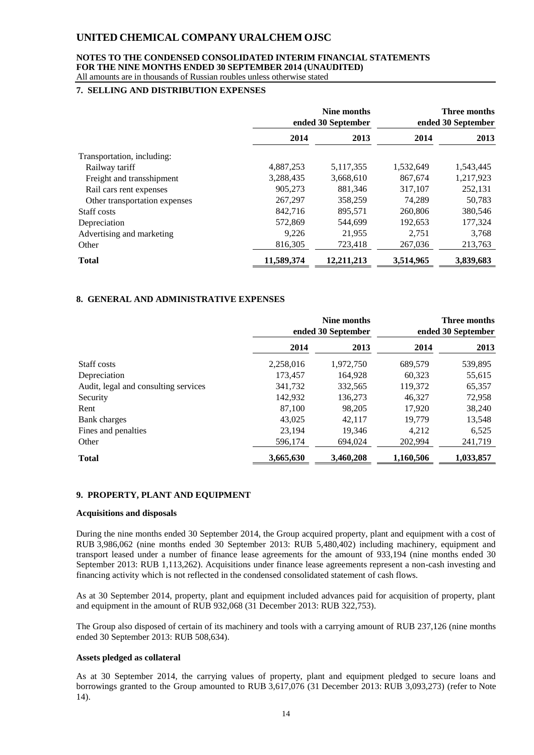## 7. SELLING AND DISTRIBUTION EXPENSES

| | Nine months ended 30 September | | Three months ended 30 September | |
|---|---|---|---|---|
| | 2014 | 2013 | 2014 | 2013 |
| Transportation, including: | | | | |
| Railway tariff | 4,887,253 | 5,117,355 | 1,532,649 | 1,543,445 |
| Freight and transshipment | 3,288,435 | 3,668,610 | 867,674 | 1,217,923 |
| Rail cars rent expenses | 905,273 | 881,346 | 317,107 | 252,131 |
| Other transportation expenses | 267,297 | 358,259 | 74,289 | 50,783 |
| Staff costs | 842,716 | 895,571 | 260,806 | 380,546 |
| Depreciation | 572,869 | 544,699 | 192,653 | 177,324 |
| Advertising and marketing | 9,226 | 21,955 | 2,751 | 3,768 |
| Other | 816,305 | 723,418 | 267,036 | 213,763 |
| **Total** | **11,589,374** | **12,211,213** | **3,514,965** | **3,839,683** |

## 8. GENERAL AND ADMINISTRATIVE EXPENSES

| | Nine months ended 30 September | | Three months ended 30 September | |
|---|---|---|---|---|
| | 2014 | 2013 | 2014 | 2013 |
| Staff costs | 2,258,016 | 1,972,750 | 689,579 | 539,895 |
| Depreciation | 173,457 | 164,928 | 60,323 | 55,615 |
| Audit, legal and consulting services | 341,732 | 332,565 | 119,372 | 65,357 |
| Security | 142,932 | 136,273 | 46,327 | 72,958 |
| Rent | 87,100 | 98,205 | 17,920 | 38,240 |
| Bank charges | 43,025 | 42,117 | 19,779 | 13,548 |
| Fines and penalties | 23,194 | 19,346 | 4,212 | 6,525 |
| Other | 596,174 | 694,024 | 202,994 | 241,719 |
| **Total** | **3,665,630** | **3,460,208** | **1,160,506** | **1,033,857** |

## 9. PROPERTY, PLANT AND EQUIPMENT

**Acquisitions and disposals**

During the nine months ended 30 September 2014, the Group acquired property, plant and equipment with a cost of RUB 3,986,062 (nine months ended 30 September 2013: RUB 5,480,402) including machinery, equipment and transport leased under a number of finance lease agreements for the amount of 933,194 (nine months ended 30 September 2013: RUB 1,113,262). Acquisitions under finance lease agreements represent a non-cash investing and financing activity which is not reflected in the condensed consolidated statement of cash flows.

As at 30 September 2014, property, plant and equipment included advances paid for acquisition of property, plant and equipment in the amount of RUB 932,068 (31 December 2013: RUB 322,753).

The Group also disposed of certain of its machinery and tools with a carrying amount of RUB 237,126 (nine months ended 30 September 2013: RUB 508,634).

**Assets pledged as collateral**

As at 30 September 2014, the carrying values of property, plant and equipment pledged to secure loans and borrowings granted to the Group amounted to RUB 3,617,076 (31 December 2013: RUB 3,093,273) (refer to Note 14).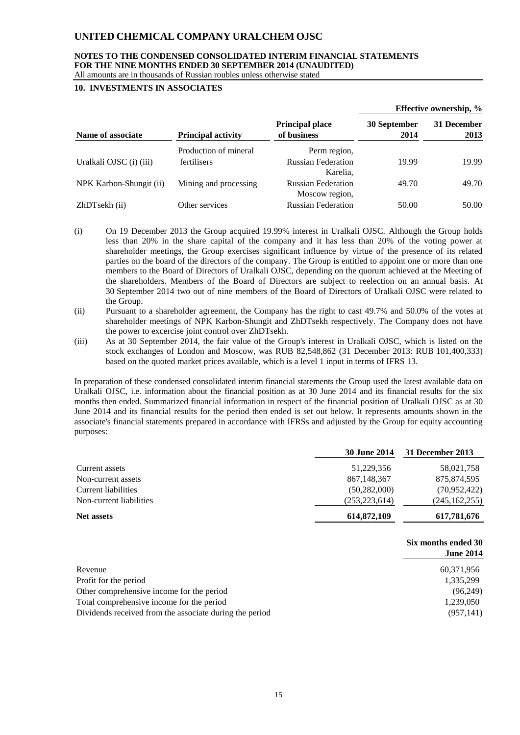## 10. INVESTMENTS IN ASSOCIATES

| Name of associate | Principal activity | Principal place of business | Effective ownership, % 30 September 2014 | Effective ownership, % 31 December 2013 |
|---|---|---|---|---|
| Uralkali OJSC (i) (iii) | Production of mineral fertilisers | Perm region, Russian Federation | 19.99 | 19.99 |
| NPK Karbon-Shungit (ii) | Mining and processing | Karelia, Russian Federation | 49.70 | 49.70 |
| ZhDTsekh (ii) | Other services | Moscow region, Russian Federation | 50.00 | 50.00 |

(i) On 19 December 2013 the Group acquired 19.99% interest in Uralkali OJSC. Although the Group holds less than 20% in the share capital of the company and it has less than 20% of the voting power at shareholder meetings, the Group exercises significant influence by virtue of the presence of its related parties on the board of the directors of the company. The Group is entitled to appoint one or more than one members to the Board of Directors of Uralkali OJSC, depending on the quorum achieved at the Meeting of the shareholders. Members of the Board of Directors are subject to reelection on an annual basis. At 30 September 2014 two out of nine members of the Board of Directors of Uralkali OJSC were related to the Group.

(ii) Pursuant to a shareholder agreement, the Company has the right to cast 49.7% and 50.0% of the votes at shareholder meetings of NPK Karbon-Shungit and ZhDTsekh respectively. The Company does not have the power to excercise joint control over ZhDTsekh.

(iii) As at 30 September 2014, the fair value of the Group's interest in Uralkali OJSC, which is listed on the stock exchanges of London and Moscow, was RUB 82,548,862 (31 December 2013: RUB 101,400,333) based on the quoted market prices available, which is a level 1 input in terms of IFRS 13.

In preparation of these condensed consolidated interim financial statements the Group used the latest available data on Uralkali OJSC, i.e. information about the financial position as at 30 June 2014 and its financial results for the six months then ended. Summarized financial information in respect of the financial position of Uralkali OJSC as at 30 June 2014 and its financial results for the period then ended is set out below. It represents amounts shown in the associate's financial statements prepared in accordance with IFRSs and adjusted by the Group for equity accounting purposes:

| | 30 June 2014 | 31 December 2013 |
|---|---|---|
| Current assets | 51,229,356 | 58,021,758 |
| Non-current assets | 867,148,367 | 875,874,595 |
| Current liabilities | (50,282,000) | (70,952,422) |
| Non-current liabilities | (253,223,614) | (245,162,255) |
| **Net assets** | **614,872,109** | **617,781,676** |

| | Six months ended 30 June 2014 |
|---|---|
| Revenue | 60,371,956 |
| Profit for the period | 1,335,299 |
| Other comprehensive income for the period | (96,249) |
| Total comprehensive income for the period | 1,239,050 |
| Dividends received from the associate during the period | (957,141) |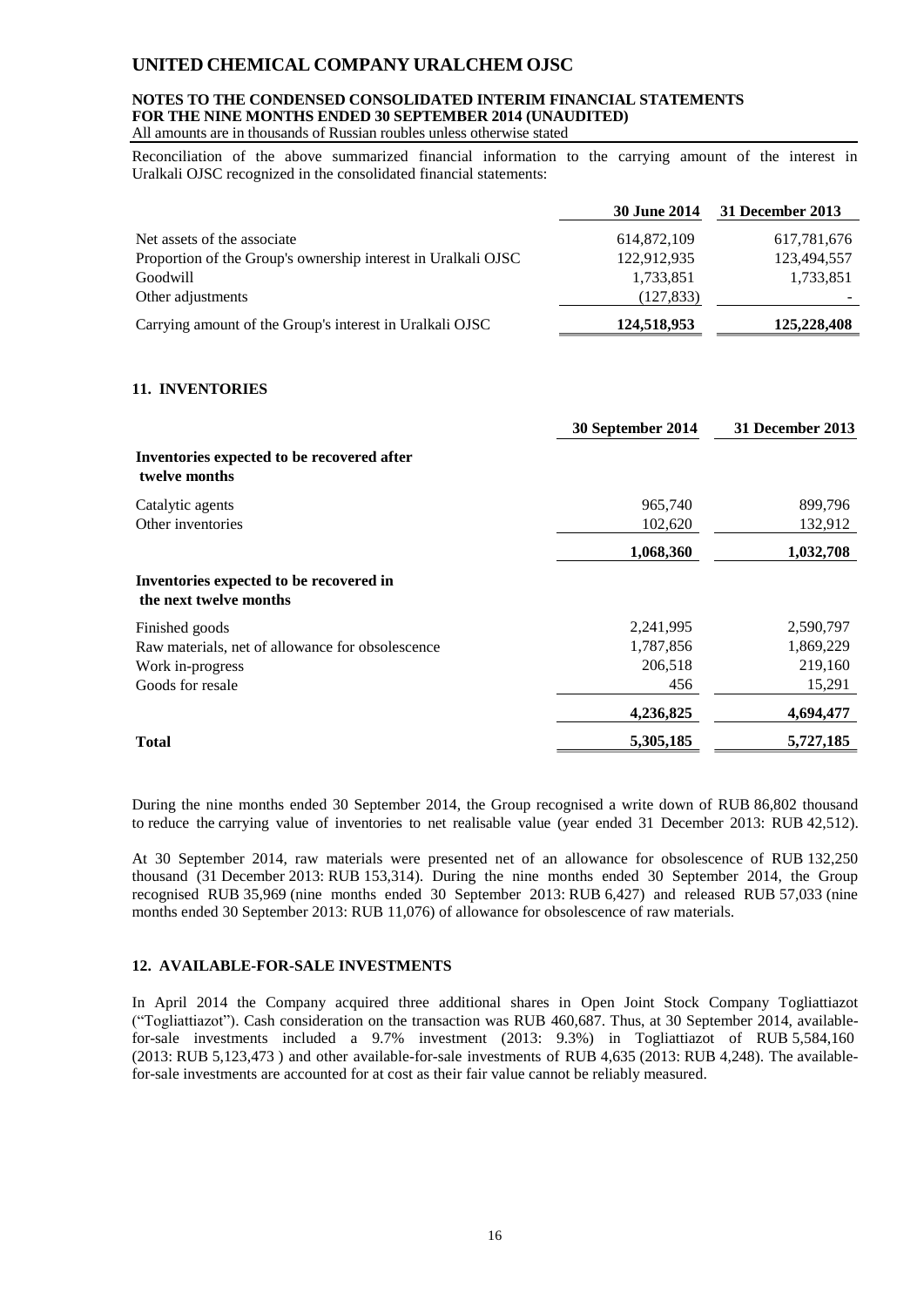Reconciliation of the above summarized financial information to the carrying amount of the interest in Uralkali OJSC recognized in the consolidated financial statements:

| | 30 June 2014 | 31 December 2013 |
|---|---|---|
| Net assets of the associate | 614,872,109 | 617,781,676 |
| Proportion of the Group's ownership interest in Uralkali OJSC | 122,912,935 | 123,494,557 |
| Goodwill | 1,733,851 | 1,733,851 |
| Other adjustments | (127,833) | - |
| Carrying amount of the Group's interest in Uralkali OJSC | **124,518,953** | **125,228,408** |

## 11. INVENTORIES

| | 30 September 2014 | 31 December 2013 |
|---|---|---|
| **Inventories expected to be recovered after twelve months** | | |
| Catalytic agents | 965,740 | 899,796 |
| Other inventories | 102,620 | 132,912 |
| | **1,068,360** | **1,032,708** |
| **Inventories expected to be recovered in the next twelve months** | | |
| Finished goods | 2,241,995 | 2,590,797 |
| Raw materials, net of allowance for obsolescence | 1,787,856 | 1,869,229 |
| Work in-progress | 206,518 | 219,160 |
| Goods for resale | 456 | 15,291 |
| | **4,236,825** | **4,694,477** |
| **Total** | **5,305,185** | **5,727,185** |

During the nine months ended 30 September 2014, the Group recognised a write down of RUB 86,802 thousand to reduce the carrying value of inventories to net realisable value (year ended 31 December 2013: RUB 42,512).

At 30 September 2014, raw materials were presented net of an allowance for obsolescence of RUB 132,250 thousand (31 December 2013: RUB 153,314). During the nine months ended 30 September 2014, the Group recognised RUB 35,969 (nine months ended 30 September 2013: RUB 6,427) and released RUB 57,033 (nine months ended 30 September 2013: RUB 11,076) of allowance for obsolescence of raw materials.

## 12. AVAILABLE-FOR-SALE INVESTMENTS

In April 2014 the Company acquired three additional shares in Open Joint Stock Company Togliattiazot ("Togliattiazot"). Cash consideration on the transaction was RUB 460,687. Thus, at 30 September 2014, available-for-sale investments included a 9.7% investment (2013: 9.3%) in Togliattiazot of RUB 5,584,160 (2013: RUB 5,123,473 ) and other available-for-sale investments of RUB 4,635 (2013: RUB 4,248). The available-for-sale investments are accounted for at cost as their fair value cannot be reliably measured.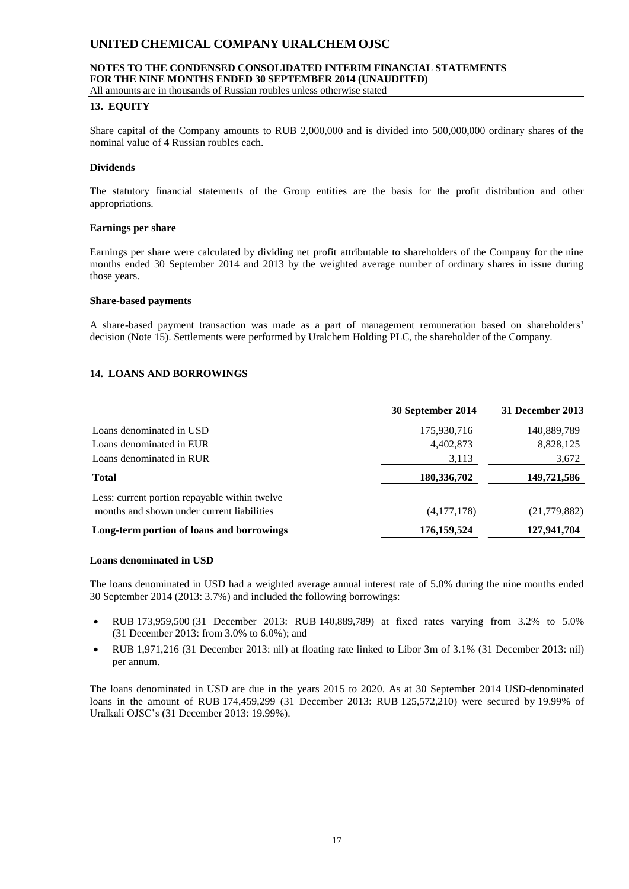## 13. EQUITY

Share capital of the Company amounts to RUB 2,000,000 and is divided into 500,000,000 ordinary shares of the nominal value of 4 Russian roubles each.

### Dividends

The statutory financial statements of the Group entities are the basis for the profit distribution and other appropriations.

### Earnings per share

Earnings per share were calculated by dividing net profit attributable to shareholders of the Company for the nine months ended 30 September 2014 and 2013 by the weighted average number of ordinary shares in issue during those years.

### Share-based payments

A share-based payment transaction was made as a part of management remuneration based on shareholders' decision (Note 15). Settlements were performed by Uralchem Holding PLC, the shareholder of the Company.

## 14. LOANS AND BORROWINGS

| | 30 September 2014 | 31 December 2013 |
|---|---|---|
| Loans denominated in USD | 175,930,716 | 140,889,789 |
| Loans denominated in EUR | 4,402,873 | 8,828,125 |
| Loans denominated in RUR | 3,113 | 3,672 |
| **Total** | **180,336,702** | **149,721,586** |
| Less: current portion repayable within twelve months and shown under current liabilities | (4,177,178) | (21,779,882) |
| **Long-term portion of loans and borrowings** | **176,159,524** | **127,941,704** |

### Loans denominated in USD

The loans denominated in USD had a weighted average annual interest rate of 5.0% during the nine months ended 30 September 2014 (2013: 3.7%) and included the following borrowings:

- RUB 173,959,500 (31 December 2013: RUB 140,889,789) at fixed rates varying from 3.2% to 5.0% (31 December 2013: from 3.0% to 6.0%); and
- RUB 1,971,216 (31 December 2013: nil) at floating rate linked to Libor 3m of 3.1% (31 December 2013: nil) per annum.

The loans denominated in USD are due in the years 2015 to 2020. As at 30 September 2014 USD-denominated loans in the amount of RUB 174,459,299 (31 December 2013: RUB 125,572,210) were secured by 19.99% of Uralkali OJSC's (31 December 2013: 19.99%).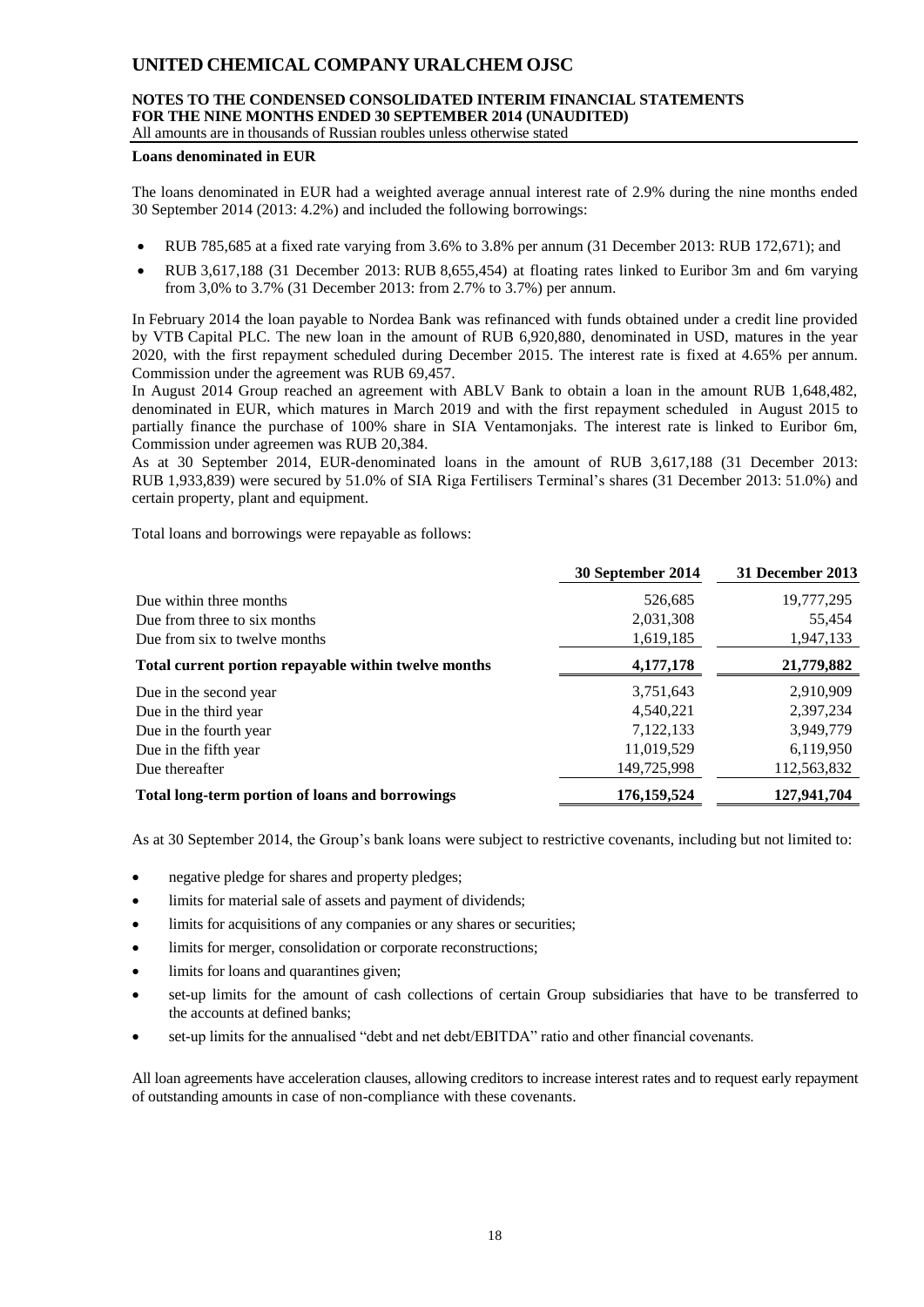**Loans denominated in EUR**

The loans denominated in EUR had a weighted average annual interest rate of 2.9% during the nine months ended 30 September 2014 (2013: 4.2%) and included the following borrowings:

- RUB 785,685 at a fixed rate varying from 3.6% to 3.8% per annum (31 December 2013: RUB 172,671); and
- RUB 3,617,188 (31 December 2013: RUB 8,655,454) at floating rates linked to Euribor 3m and 6m varying from 3,0% to 3.7% (31 December 2013: from 2.7% to 3.7%) per annum.

In February 2014 the loan payable to Nordea Bank was refinanced with funds obtained under a credit line provided by VTB Capital PLC. The new loan in the amount of RUB 6,920,880, denominated in USD, matures in the year 2020, with the first repayment scheduled during December 2015. The interest rate is fixed at 4.65% per annum. Commission under the agreement was RUB 69,457.
In August 2014 Group reached an agreement with ABLV Bank to obtain a loan in the amount RUB 1,648,482, denominated in EUR, which matures in March 2019 and with the first repayment scheduled in August 2015 to partially finance the purchase of 100% share in SIA Ventamonjaks. The interest rate is linked to Euribor 6m, Commission under agreemen was RUB 20,384.
As at 30 September 2014, EUR-denominated loans in the amount of RUB 3,617,188 (31 December 2013: RUB 1,933,839) were secured by 51.0% of SIA Riga Fertilisers Terminal's shares (31 December 2013: 51.0%) and certain property, plant and equipment.

Total loans and borrowings were repayable as follows:

| | 30 September 2014 | 31 December 2013 |
|---|---|---|
| Due within three months | 526,685 | 19,777,295 |
| Due from three to six months | 2,031,308 | 55,454 |
| Due from six to twelve months | 1,619,185 | 1,947,133 |
| **Total current portion repayable within twelve months** | **4,177,178** | **21,779,882** |
| Due in the second year | 3,751,643 | 2,910,909 |
| Due in the third year | 4,540,221 | 2,397,234 |
| Due in the fourth year | 7,122,133 | 3,949,779 |
| Due in the fifth year | 11,019,529 | 6,119,950 |
| Due thereafter | 149,725,998 | 112,563,832 |
| **Total long-term portion of loans and borrowings** | **176,159,524** | **127,941,704** |

As at 30 September 2014, the Group's bank loans were subject to restrictive covenants, including but not limited to:

- negative pledge for shares and property pledges;
- limits for material sale of assets and payment of dividends;
- limits for acquisitions of any companies or any shares or securities;
- limits for merger, consolidation or corporate reconstructions;
- limits for loans and quarantines given;
- set-up limits for the amount of cash collections of certain Group subsidiaries that have to be transferred to the accounts at defined banks;
- set-up limits for the annualised "debt and net debt/EBITDA" ratio and other financial covenants.

All loan agreements have acceleration clauses, allowing creditors to increase interest rates and to request early repayment of outstanding amounts in case of non-compliance with these covenants.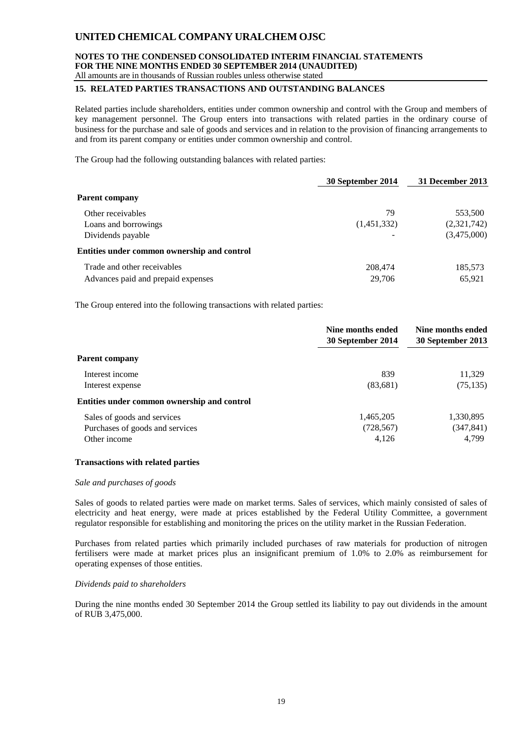## 15. RELATED PARTIES TRANSACTIONS AND OUTSTANDING BALANCES

Related parties include shareholders, entities under common ownership and control with the Group and members of key management personnel. The Group enters into transactions with related parties in the ordinary course of business for the purchase and sale of goods and services and in relation to the provision of financing arrangements to and from its parent company or entities under common ownership and control.

The Group had the following outstanding balances with related parties:

| | 30 September 2014 | 31 December 2013 |
|---|---|---|
| **Parent company** | | |
| Other receivables | 79 | 553,500 |
| Loans and borrowings | (1,451,332) | (2,321,742) |
| Dividends payable | - | (3,475,000) |
| **Entities under common ownership and control** | | |
| Trade and other receivables | 208,474 | 185,573 |
| Advances paid and prepaid expenses | 29,706 | 65,921 |

The Group entered into the following transactions with related parties:

| | Nine months ended 30 September 2014 | Nine months ended 30 September 2013 |
|---|---|---|
| **Parent company** | | |
| Interest income | 839 | 11,329 |
| Interest expense | (83,681) | (75,135) |
| **Entities under common ownership and control** | | |
| Sales of goods and services | 1,465,205 | 1,330,895 |
| Purchases of goods and services | (728,567) | (347,841) |
| Other income | 4,126 | 4,799 |

### Transactions with related parties

*Sale and purchases of goods*

Sales of goods to related parties were made on market terms. Sales of services, which mainly consisted of sales of electricity and heat energy, were made at prices established by the Federal Utility Committee, a government regulator responsible for establishing and monitoring the prices on the utility market in the Russian Federation.

Purchases from related parties which primarily included purchases of raw materials for production of nitrogen fertilisers were made at market prices plus an insignificant premium of 1.0% to 2.0% as reimbursement for operating expenses of those entities.

*Dividends paid to shareholders*

During the nine months ended 30 September 2014 the Group settled its liability to pay out dividends in the amount of RUB 3,475,000.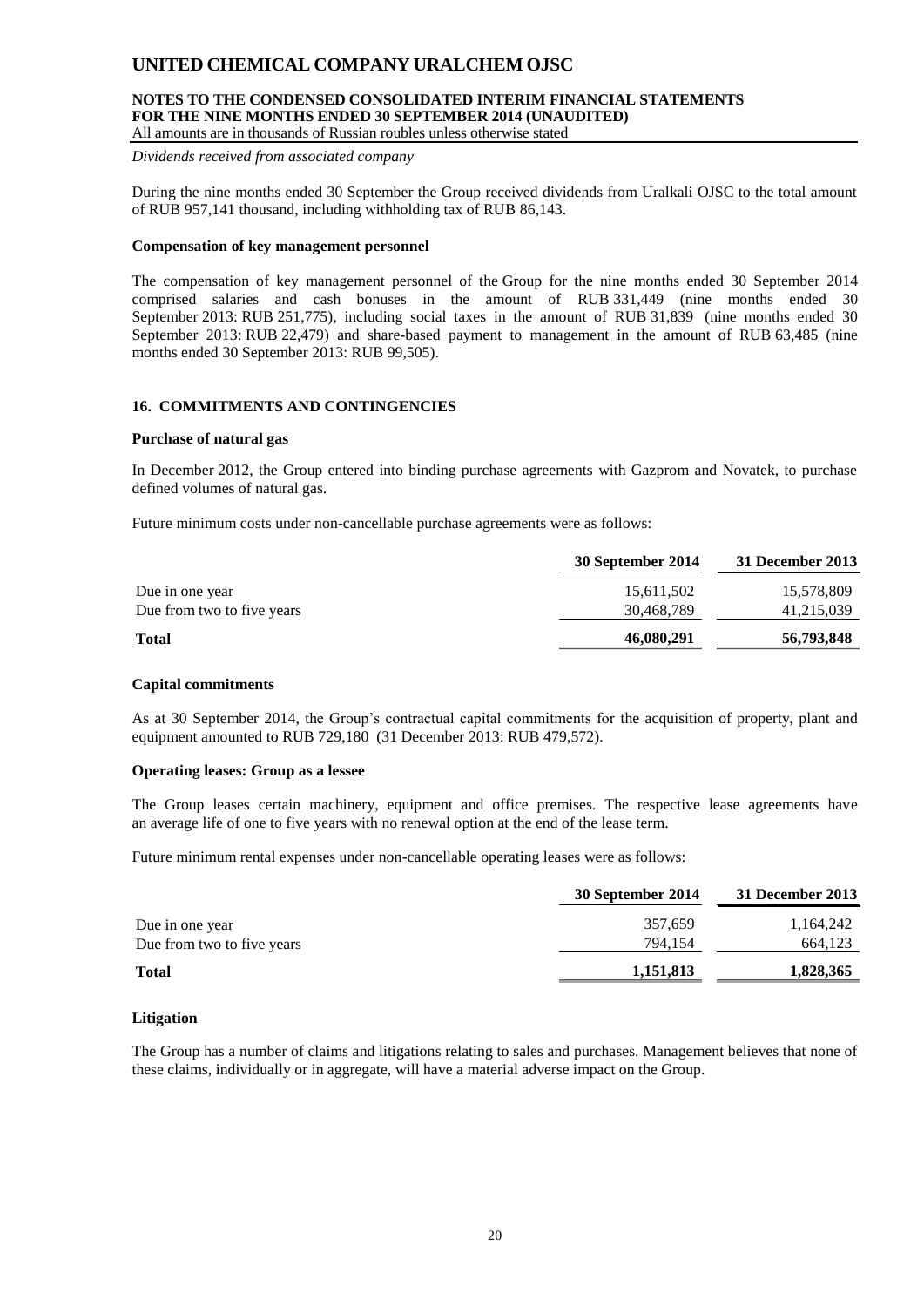*Dividends received from associated company*

During the nine months ended 30 September the Group received dividends from Uralkali OJSC to the total amount of RUB 957,141 thousand, including withholding tax of RUB 86,143.

**Compensation of key management personnel**

The compensation of key management personnel of the Group for the nine months ended 30 September 2014 comprised salaries and cash bonuses in the amount of RUB 331,449 (nine months ended 30 September 2013: RUB 251,775), including social taxes in the amount of RUB 31,839 (nine months ended 30 September 2013: RUB 22,479) and share-based payment to management in the amount of RUB 63,485 (nine months ended 30 September 2013: RUB 99,505).

## 16. COMMITMENTS AND CONTINGENCIES

**Purchase of natural gas**

In December 2012, the Group entered into binding purchase agreements with Gazprom and Novatek, to purchase defined volumes of natural gas.

Future minimum costs under non-cancellable purchase agreements were as follows:

| | 30 September 2014 | 31 December 2013 |
|---|---|---|
| Due in one year | 15,611,502 | 15,578,809 |
| Due from two to five years | 30,468,789 | 41,215,039 |
| **Total** | **46,080,291** | **56,793,848** |

**Capital commitments**

As at 30 September 2014, the Group's contractual capital commitments for the acquisition of property, plant and equipment amounted to RUB 729,180 (31 December 2013: RUB 479,572).

**Operating leases: Group as a lessee**

The Group leases certain machinery, equipment and office premises. The respective lease agreements have an average life of one to five years with no renewal option at the end of the lease term.

Future minimum rental expenses under non-cancellable operating leases were as follows:

| | 30 September 2014 | 31 December 2013 |
|---|---|---|
| Due in one year | 357,659 | 1,164,242 |
| Due from two to five years | 794,154 | 664,123 |
| **Total** | **1,151,813** | **1,828,365** |

**Litigation**

The Group has a number of claims and litigations relating to sales and purchases. Management believes that none of these claims, individually or in aggregate, will have a material adverse impact on the Group.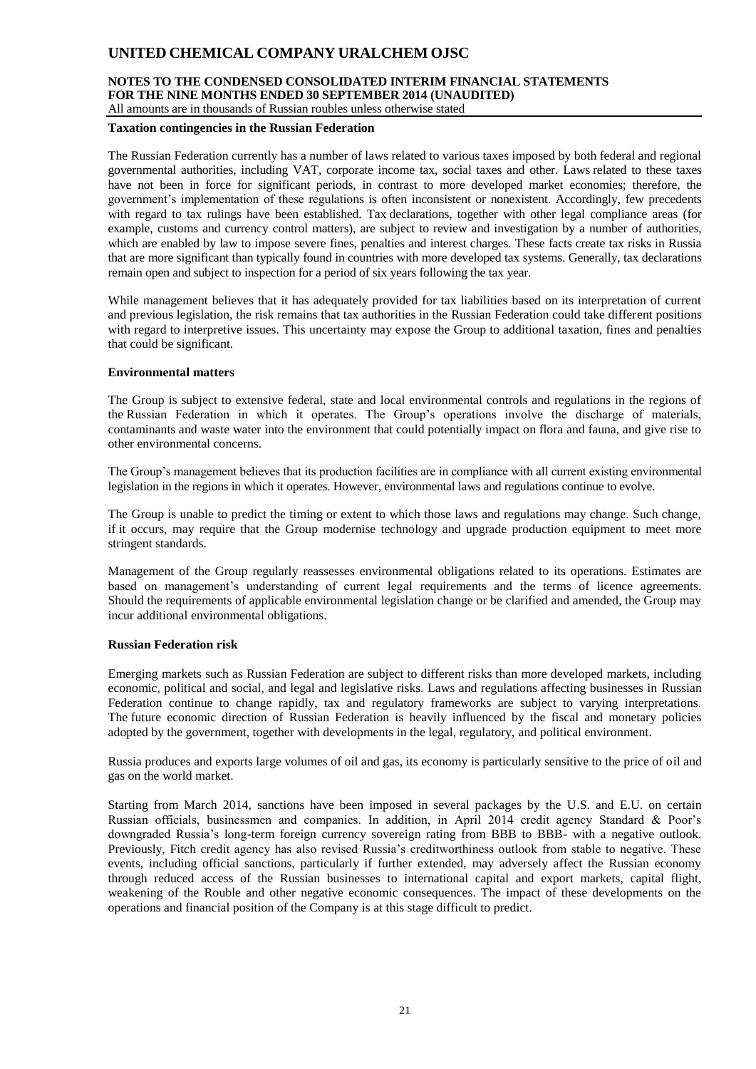### Taxation contingencies in the Russian Federation

The Russian Federation currently has a number of laws related to various taxes imposed by both federal and regional governmental authorities, including VAT, corporate income tax, social taxes and other. Laws related to these taxes have not been in force for significant periods, in contrast to more developed market economies; therefore, the government's implementation of these regulations is often inconsistent or nonexistent. Accordingly, few precedents with regard to tax rulings have been established. Tax declarations, together with other legal compliance areas (for example, customs and currency control matters), are subject to review and investigation by a number of authorities, which are enabled by law to impose severe fines, penalties and interest charges. These facts create tax risks in Russia that are more significant than typically found in countries with more developed tax systems. Generally, tax declarations remain open and subject to inspection for a period of six years following the tax year.

While management believes that it has adequately provided for tax liabilities based on its interpretation of current and previous legislation, the risk remains that tax authorities in the Russian Federation could take different positions with regard to interpretive issues. This uncertainty may expose the Group to additional taxation, fines and penalties that could be significant.

### Environmental matters

The Group is subject to extensive federal, state and local environmental controls and regulations in the regions of the Russian Federation in which it operates. The Group's operations involve the discharge of materials, contaminants and waste water into the environment that could potentially impact on flora and fauna, and give rise to other environmental concerns.

The Group's management believes that its production facilities are in compliance with all current existing environmental legislation in the regions in which it operates. However, environmental laws and regulations continue to evolve.

The Group is unable to predict the timing or extent to which those laws and regulations may change. Such change, if it occurs, may require that the Group modernise technology and upgrade production equipment to meet more stringent standards.

Management of the Group regularly reassesses environmental obligations related to its operations. Estimates are based on management's understanding of current legal requirements and the terms of licence agreements. Should the requirements of applicable environmental legislation change or be clarified and amended, the Group may incur additional environmental obligations.

### Russian Federation risk

Emerging markets such as Russian Federation are subject to different risks than more developed markets, including economic, political and social, and legal and legislative risks. Laws and regulations affecting businesses in Russian Federation continue to change rapidly, tax and regulatory frameworks are subject to varying interpretations. The future economic direction of Russian Federation is heavily influenced by the fiscal and monetary policies adopted by the government, together with developments in the legal, regulatory, and political environment.

Russia produces and exports large volumes of oil and gas, its economy is particularly sensitive to the price of oil and gas on the world market.

Starting from March 2014, sanctions have been imposed in several packages by the U.S. and E.U. on certain Russian officials, businessmen and companies. In addition, in April 2014 credit agency Standard & Poor's downgraded Russia's long-term foreign currency sovereign rating from BBB to BBB- with a negative outlook. Previously, Fitch credit agency has also revised Russia's creditworthiness outlook from stable to negative. These events, including official sanctions, particularly if further extended, may adversely affect the Russian economy through reduced access of the Russian businesses to international capital and export markets, capital flight, weakening of the Rouble and other negative economic consequences. The impact of these developments on the operations and financial position of the Company is at this stage difficult to predict.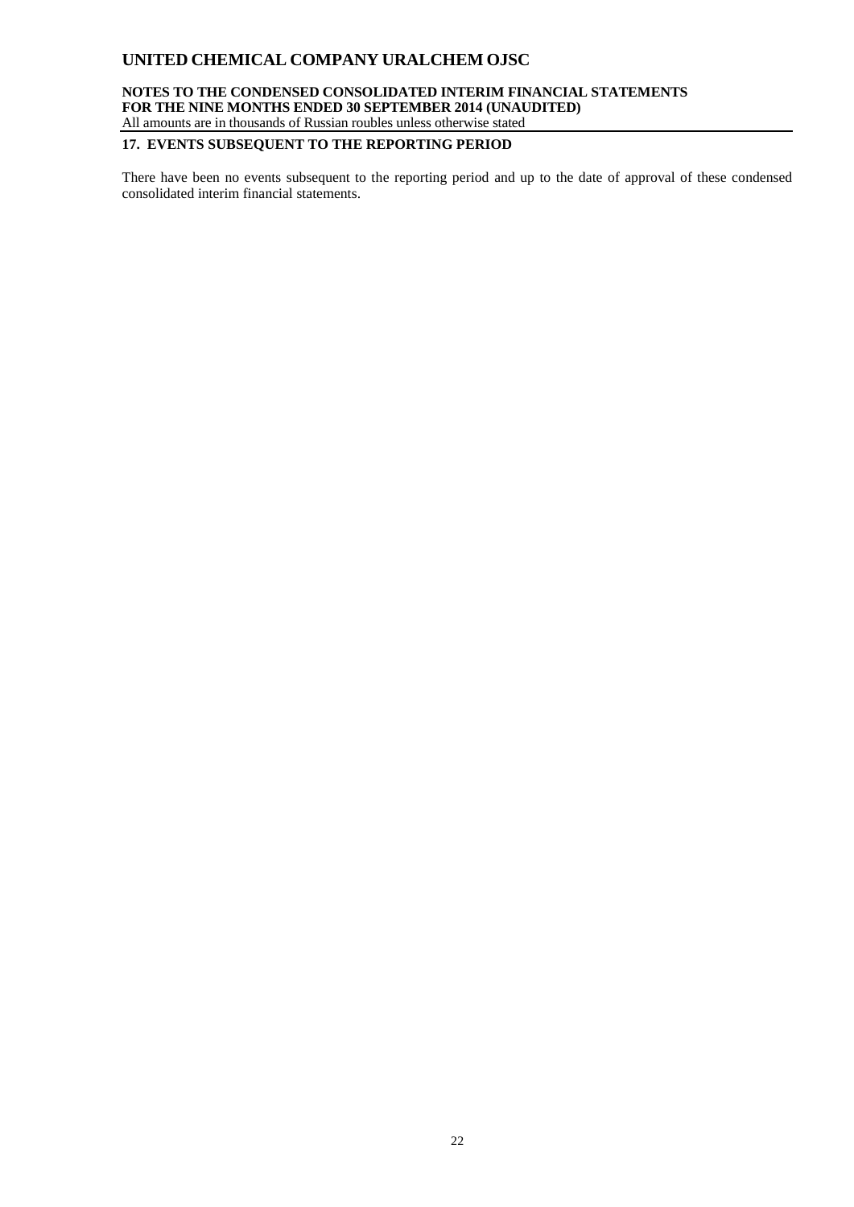## 17. EVENTS SUBSEQUENT TO THE REPORTING PERIOD

There have been no events subsequent to the reporting period and up to the date of approval of these condensed consolidated interim financial statements.